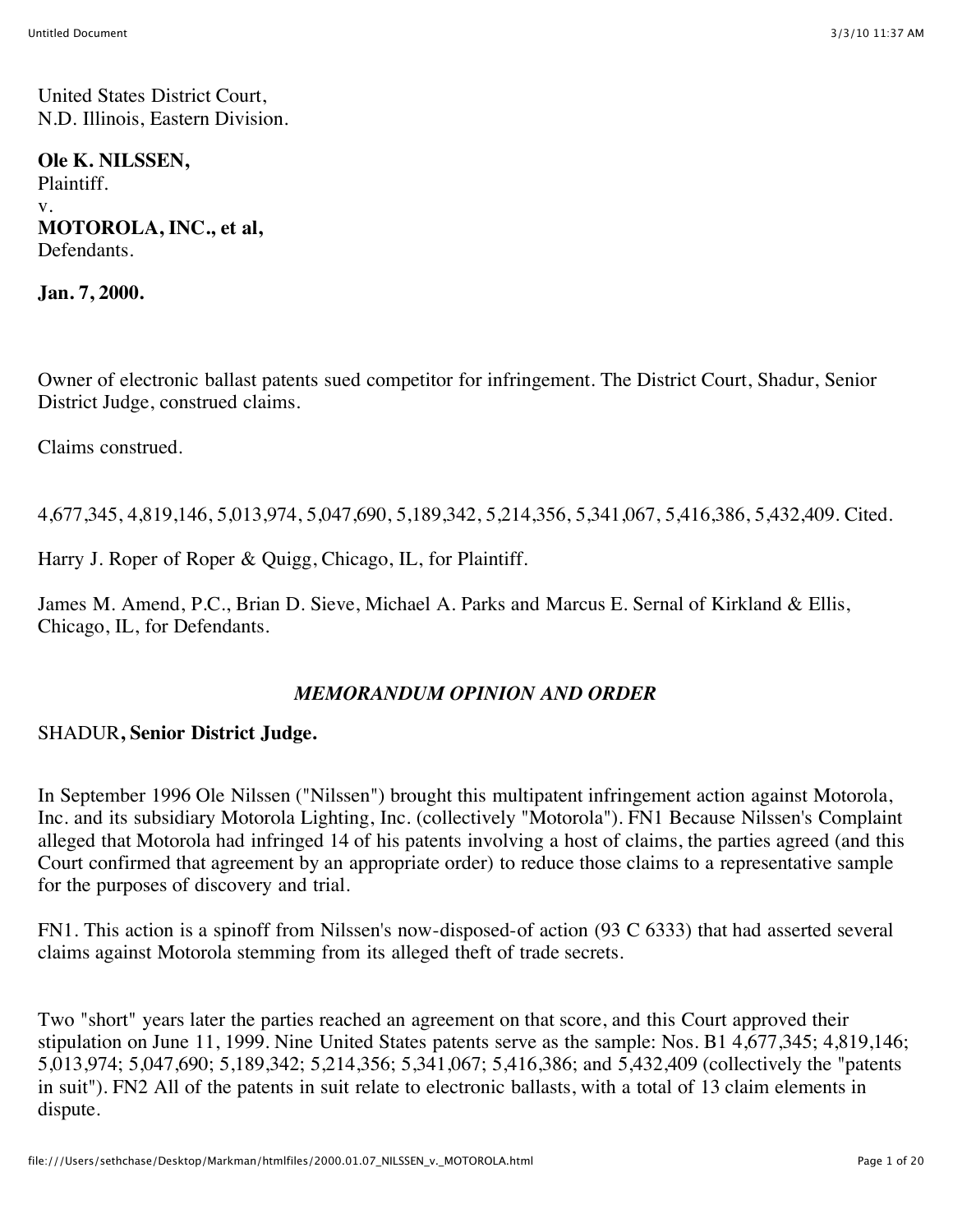United States District Court,
N.D. Illinois, Eastern Division.

**Ole K. NILSSEN,**
Plaintiff.
v.
**MOTOROLA, INC., et al,**
Defendants.

**Jan. 7, 2000.**

Owner of electronic ballast patents sued competitor for infringement. The District Court, Shadur, Senior District Judge, construed claims.

Claims construed.

4,677,345, 4,819,146, 5,013,974, 5,047,690, 5,189,342, 5,214,356, 5,341,067, 5,416,386, 5,432,409. Cited.

Harry J. Roper of Roper & Quigg, Chicago, IL, for Plaintiff.

James M. Amend, P.C., Brian D. Sieve, Michael A. Parks and Marcus E. Sernal of Kirkland & Ellis, Chicago, IL, for Defendants.

## *MEMORANDUM OPINION AND ORDER*

SHADUR**, Senior District Judge.**

In September 1996 Ole Nilssen ("Nilssen") brought this multipatent infringement action against Motorola, Inc. and its subsidiary Motorola Lighting, Inc. (collectively "Motorola"). FN1 Because Nilssen's Complaint alleged that Motorola had infringed 14 of his patents involving a host of claims, the parties agreed (and this Court confirmed that agreement by an appropriate order) to reduce those claims to a representative sample for the purposes of discovery and trial.

FN1. This action is a spinoff from Nilssen's now-disposed-of action (93 C 6333) that had asserted several claims against Motorola stemming from its alleged theft of trade secrets.

Two "short" years later the parties reached an agreement on that score, and this Court approved their stipulation on June 11, 1999. Nine United States patents serve as the sample: Nos. B1 4,677,345; 4,819,146; 5,013,974; 5,047,690; 5,189,342; 5,214,356; 5,341,067; 5,416,386; and 5,432,409 (collectively the "patents in suit"). FN2 All of the patents in suit relate to electronic ballasts, with a total of 13 claim elements in dispute.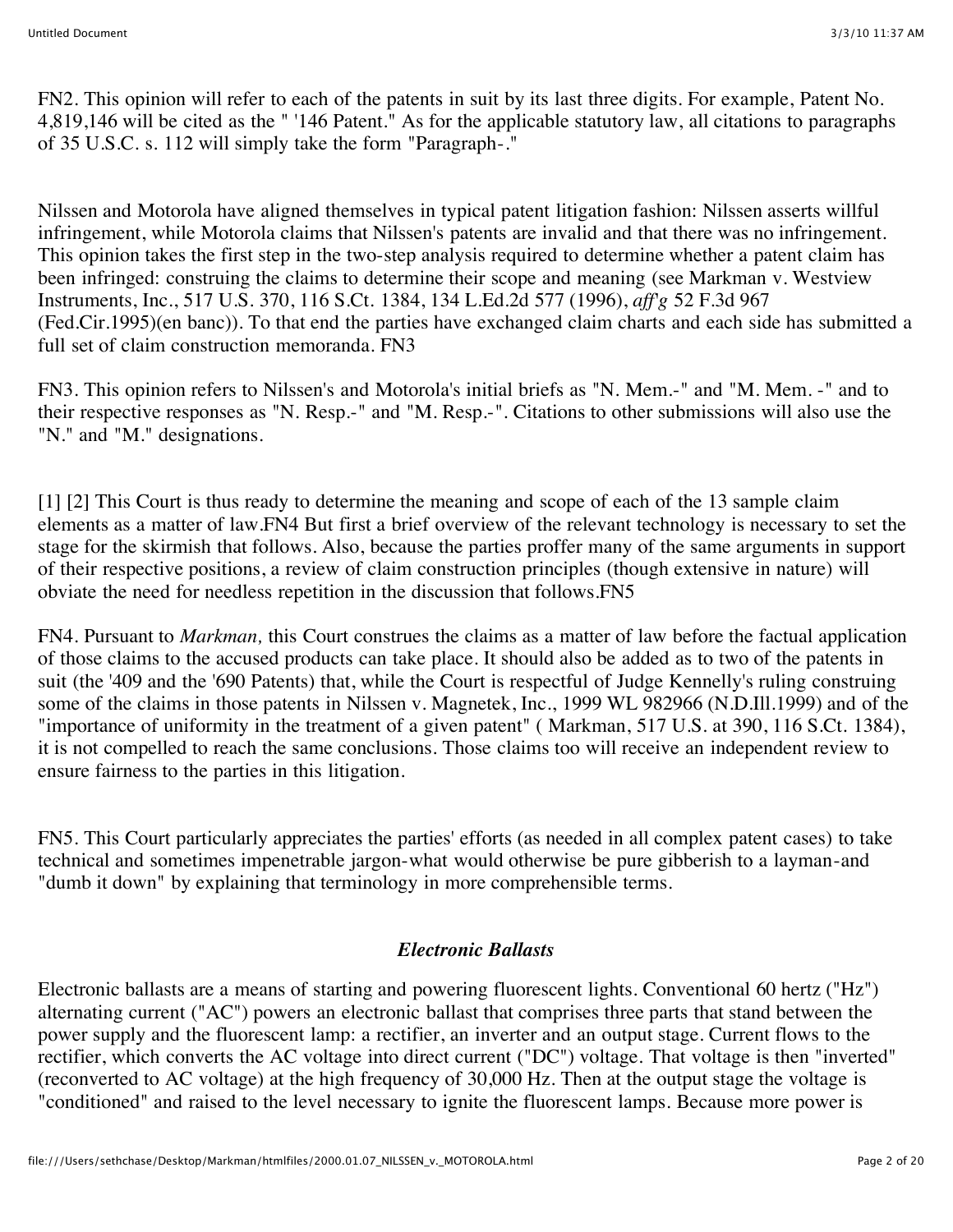FN2. This opinion will refer to each of the patents in suit by its last three digits. For example, Patent No. 4,819,146 will be cited as the " '146 Patent." As for the applicable statutory law, all citations to paragraphs of 35 U.S.C. s. 112 will simply take the form "Paragraph-."

Nilssen and Motorola have aligned themselves in typical patent litigation fashion: Nilssen asserts willful infringement, while Motorola claims that Nilssen's patents are invalid and that there was no infringement. This opinion takes the first step in the two-step analysis required to determine whether a patent claim has been infringed: construing the claims to determine their scope and meaning (see Markman v. Westview Instruments, Inc., 517 U.S. 370, 116 S.Ct. 1384, 134 L.Ed.2d 577 (1996), *aff'g* 52 F.3d 967 (Fed.Cir.1995)(en banc)). To that end the parties have exchanged claim charts and each side has submitted a full set of claim construction memoranda. FN3

FN3. This opinion refers to Nilssen's and Motorola's initial briefs as "N. Mem.-" and "M. Mem. -" and to their respective responses as "N. Resp.-" and "M. Resp.-". Citations to other submissions will also use the "N." and "M." designations.

[1] [2] This Court is thus ready to determine the meaning and scope of each of the 13 sample claim elements as a matter of law.FN4 But first a brief overview of the relevant technology is necessary to set the stage for the skirmish that follows. Also, because the parties proffer many of the same arguments in support of their respective positions, a review of claim construction principles (though extensive in nature) will obviate the need for needless repetition in the discussion that follows.FN5

FN4. Pursuant to *Markman,* this Court construes the claims as a matter of law before the factual application of those claims to the accused products can take place. It should also be added as to two of the patents in suit (the '409 and the '690 Patents) that, while the Court is respectful of Judge Kennelly's ruling construing some of the claims in those patents in Nilssen v. Magnetek, Inc., 1999 WL 982966 (N.D.Ill.1999) and of the "importance of uniformity in the treatment of a given patent" ( Markman, 517 U.S. at 390, 116 S.Ct. 1384), it is not compelled to reach the same conclusions. Those claims too will receive an independent review to ensure fairness to the parties in this litigation.

FN5. This Court particularly appreciates the parties' efforts (as needed in all complex patent cases) to take technical and sometimes impenetrable jargon-what would otherwise be pure gibberish to a layman-and "dumb it down" by explaining that terminology in more comprehensible terms.

### *Electronic Ballasts*

Electronic ballasts are a means of starting and powering fluorescent lights. Conventional 60 hertz ("Hz") alternating current ("AC") powers an electronic ballast that comprises three parts that stand between the power supply and the fluorescent lamp: a rectifier, an inverter and an output stage. Current flows to the rectifier, which converts the AC voltage into direct current ("DC") voltage. That voltage is then "inverted" (reconverted to AC voltage) at the high frequency of 30,000 Hz. Then at the output stage the voltage is "conditioned" and raised to the level necessary to ignite the fluorescent lamps. Because more power is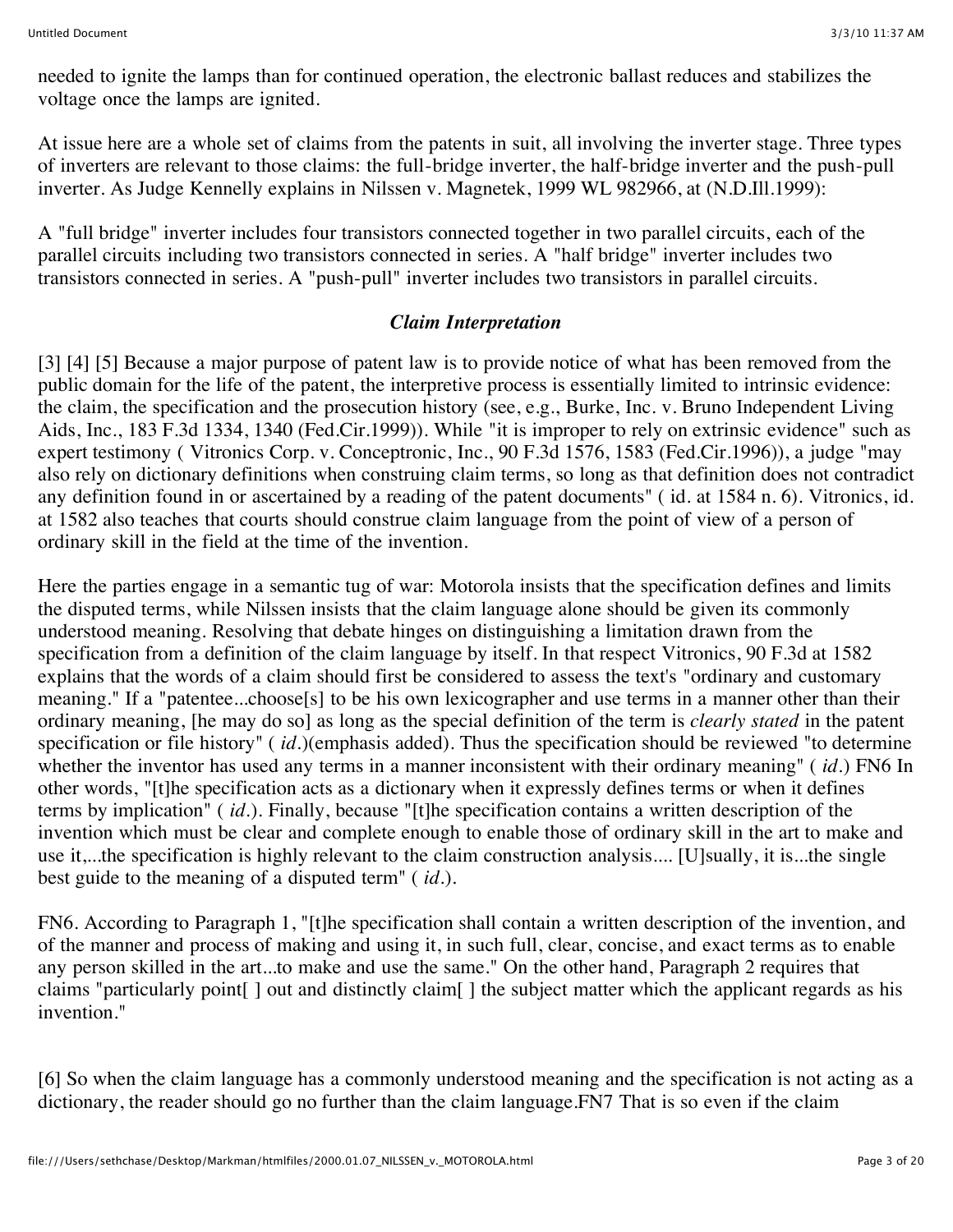needed to ignite the lamps than for continued operation, the electronic ballast reduces and stabilizes the voltage once the lamps are ignited.

At issue here are a whole set of claims from the patents in suit, all involving the inverter stage. Three types of inverters are relevant to those claims: the full-bridge inverter, the half-bridge inverter and the push-pull inverter. As Judge Kennelly explains in Nilssen v. Magnetek, 1999 WL 982966, at (N.D.Ill.1999):

A "full bridge" inverter includes four transistors connected together in two parallel circuits, each of the parallel circuits including two transistors connected in series. A "half bridge" inverter includes two transistors connected in series. A "push-pull" inverter includes two transistors in parallel circuits.

### *Claim Interpretation*

[3] [4] [5] Because a major purpose of patent law is to provide notice of what has been removed from the public domain for the life of the patent, the interpretive process is essentially limited to intrinsic evidence: the claim, the specification and the prosecution history (see, e.g., Burke, Inc. v. Bruno Independent Living Aids, Inc., 183 F.3d 1334, 1340 (Fed.Cir.1999)). While "it is improper to rely on extrinsic evidence" such as expert testimony ( Vitronics Corp. v. Conceptronic, Inc., 90 F.3d 1576, 1583 (Fed.Cir.1996)), a judge "may also rely on dictionary definitions when construing claim terms, so long as that definition does not contradict any definition found in or ascertained by a reading of the patent documents" ( id. at 1584 n. 6). Vitronics, id. at 1582 also teaches that courts should construe claim language from the point of view of a person of ordinary skill in the field at the time of the invention.

Here the parties engage in a semantic tug of war: Motorola insists that the specification defines and limits the disputed terms, while Nilssen insists that the claim language alone should be given its commonly understood meaning. Resolving that debate hinges on distinguishing a limitation drawn from the specification from a definition of the claim language by itself. In that respect Vitronics, 90 F.3d at 1582 explains that the words of a claim should first be considered to assess the text's "ordinary and customary meaning." If a "patentee...choose[s] to be his own lexicographer and use terms in a manner other than their ordinary meaning, [he may do so] as long as the special definition of the term is *clearly stated* in the patent specification or file history" ( *id*.)(emphasis added). Thus the specification should be reviewed "to determine whether the inventor has used any terms in a manner inconsistent with their ordinary meaning" ( *id*.) FN6 In other words, "[t]he specification acts as a dictionary when it expressly defines terms or when it defines terms by implication" ( *id*.). Finally, because "[t]he specification contains a written description of the invention which must be clear and complete enough to enable those of ordinary skill in the art to make and use it,...the specification is highly relevant to the claim construction analysis.... [U]sually, it is...the single best guide to the meaning of a disputed term" ( *id*.).

FN6. According to Paragraph 1, "[t]he specification shall contain a written description of the invention, and of the manner and process of making and using it, in such full, clear, concise, and exact terms as to enable any person skilled in the art...to make and use the same." On the other hand, Paragraph 2 requires that claims "particularly point[ ] out and distinctly claim[ ] the subject matter which the applicant regards as his invention."

[6] So when the claim language has a commonly understood meaning and the specification is not acting as a dictionary, the reader should go no further than the claim language.FN7 That is so even if the claim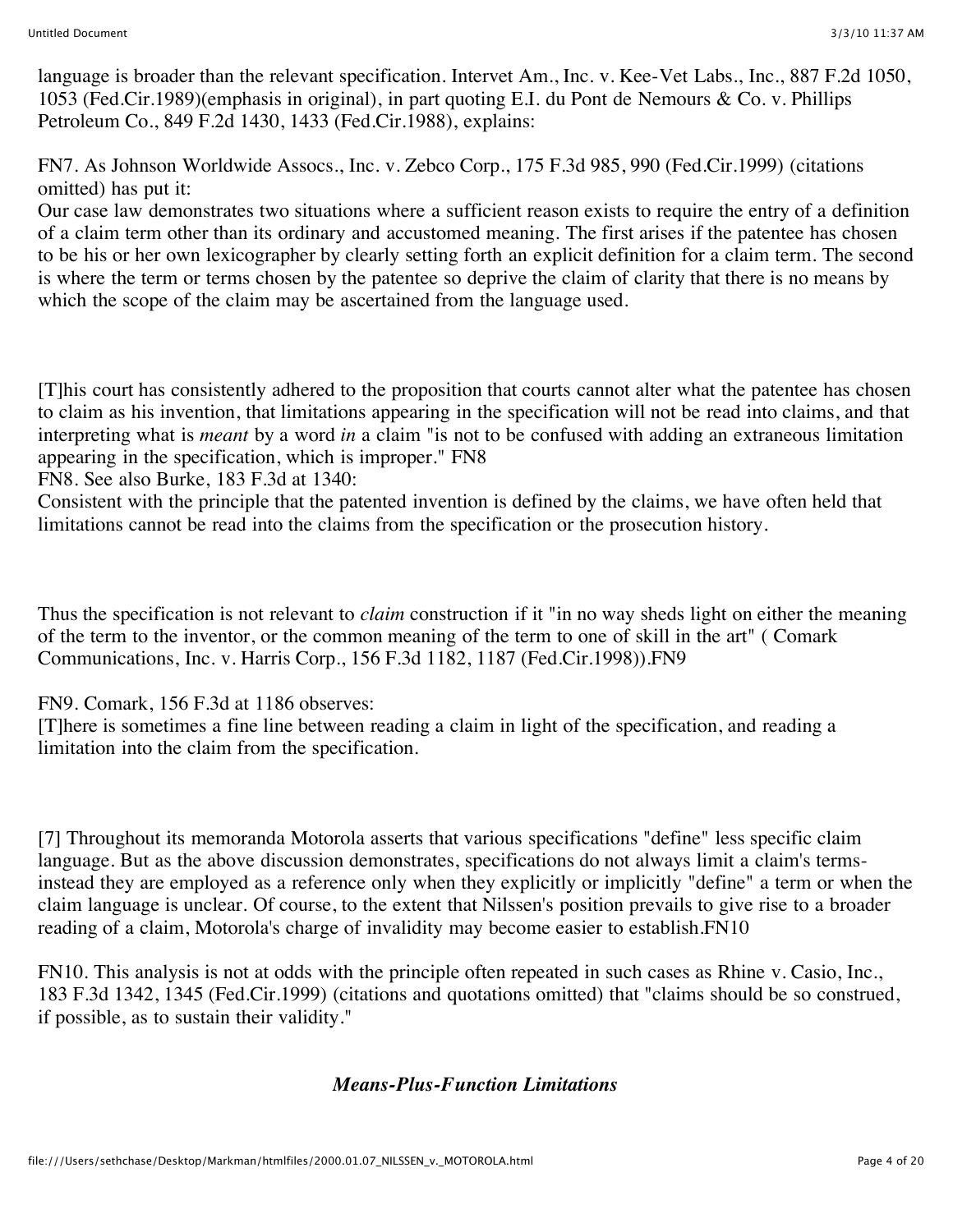language is broader than the relevant specification. Intervet Am., Inc. v. Kee-Vet Labs., Inc., 887 F.2d 1050, 1053 (Fed.Cir.1989)(emphasis in original), in part quoting E.I. du Pont de Nemours & Co. v. Phillips Petroleum Co., 849 F.2d 1430, 1433 (Fed.Cir.1988), explains:

FN7. As Johnson Worldwide Assocs., Inc. v. Zebco Corp., 175 F.3d 985, 990 (Fed.Cir.1999) (citations omitted) has put it:
Our case law demonstrates two situations where a sufficient reason exists to require the entry of a definition of a claim term other than its ordinary and accustomed meaning. The first arises if the patentee has chosen to be his or her own lexicographer by clearly setting forth an explicit definition for a claim term. The second is where the term or terms chosen by the patentee so deprive the claim of clarity that there is no means by which the scope of the claim may be ascertained from the language used.

[T]his court has consistently adhered to the proposition that courts cannot alter what the patentee has chosen to claim as his invention, that limitations appearing in the specification will not be read into claims, and that interpreting what is *meant* by a word *in* a claim "is not to be confused with adding an extraneous limitation appearing in the specification, which is improper." FN8
FN8. See also Burke, 183 F.3d at 1340:
Consistent with the principle that the patented invention is defined by the claims, we have often held that limitations cannot be read into the claims from the specification or the prosecution history.

Thus the specification is not relevant to *claim* construction if it "in no way sheds light on either the meaning of the term to the inventor, or the common meaning of the term to one of skill in the art" ( Comark Communications, Inc. v. Harris Corp., 156 F.3d 1182, 1187 (Fed.Cir.1998)).FN9

FN9. Comark, 156 F.3d at 1186 observes:
[T]here is sometimes a fine line between reading a claim in light of the specification, and reading a limitation into the claim from the specification.

[7] Throughout its memoranda Motorola asserts that various specifications "define" less specific claim language. But as the above discussion demonstrates, specifications do not always limit a claim's terms-instead they are employed as a reference only when they explicitly or implicitly "define" a term or when the claim language is unclear. Of course, to the extent that Nilssen's position prevails to give rise to a broader reading of a claim, Motorola's charge of invalidity may become easier to establish.FN10

FN10. This analysis is not at odds with the principle often repeated in such cases as Rhine v. Casio, Inc., 183 F.3d 1342, 1345 (Fed.Cir.1999) (citations and quotations omitted) that "claims should be so construed, if possible, as to sustain their validity."

### *Means-Plus-Function Limitations*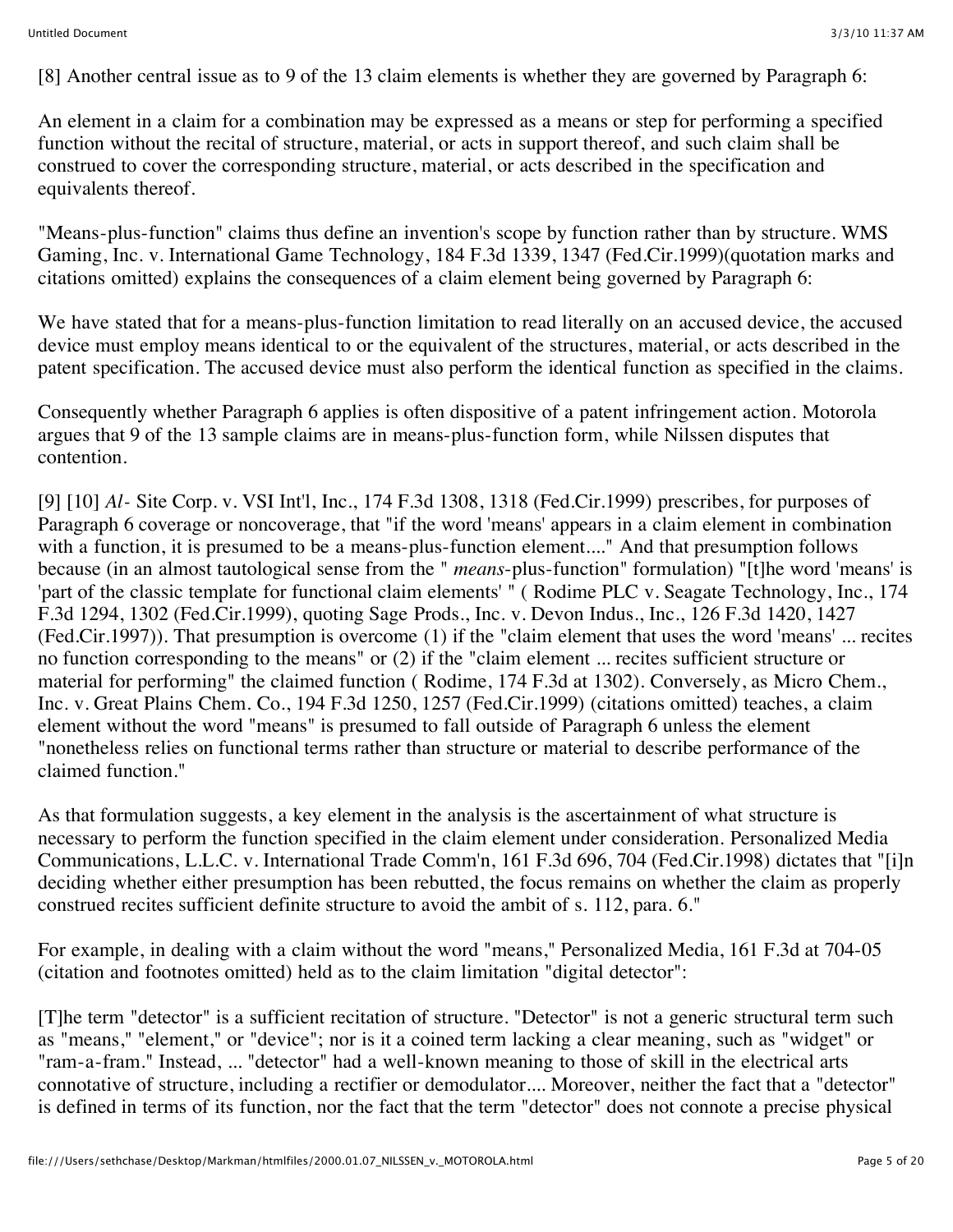[8] Another central issue as to 9 of the 13 claim elements is whether they are governed by Paragraph 6:

An element in a claim for a combination may be expressed as a means or step for performing a specified function without the recital of structure, material, or acts in support thereof, and such claim shall be construed to cover the corresponding structure, material, or acts described in the specification and equivalents thereof.

"Means-plus-function" claims thus define an invention's scope by function rather than by structure. WMS Gaming, Inc. v. International Game Technology, 184 F.3d 1339, 1347 (Fed.Cir.1999)(quotation marks and citations omitted) explains the consequences of a claim element being governed by Paragraph 6:

We have stated that for a means-plus-function limitation to read literally on an accused device, the accused device must employ means identical to or the equivalent of the structures, material, or acts described in the patent specification. The accused device must also perform the identical function as specified in the claims.

Consequently whether Paragraph 6 applies is often dispositive of a patent infringement action. Motorola argues that 9 of the 13 sample claims are in means-plus-function form, while Nilssen disputes that contention.

[9] [10] *Al-* Site Corp. v. VSI Int'l, Inc., 174 F.3d 1308, 1318 (Fed.Cir.1999) prescribes, for purposes of Paragraph 6 coverage or noncoverage, that "if the word 'means' appears in a claim element in combination with a function, it is presumed to be a means-plus-function element...." And that presumption follows because (in an almost tautological sense from the " *means*-plus-function" formulation) "[t]he word 'means' is 'part of the classic template for functional claim elements' " ( Rodime PLC v. Seagate Technology, Inc., 174 F.3d 1294, 1302 (Fed.Cir.1999), quoting Sage Prods., Inc. v. Devon Indus., Inc., 126 F.3d 1420, 1427 (Fed.Cir.1997)). That presumption is overcome (1) if the "claim element that uses the word 'means' ... recites no function corresponding to the means" or (2) if the "claim element ... recites sufficient structure or material for performing" the claimed function ( Rodime, 174 F.3d at 1302). Conversely, as Micro Chem., Inc. v. Great Plains Chem. Co., 194 F.3d 1250, 1257 (Fed.Cir.1999) (citations omitted) teaches, a claim element without the word "means" is presumed to fall outside of Paragraph 6 unless the element "nonetheless relies on functional terms rather than structure or material to describe performance of the claimed function."

As that formulation suggests, a key element in the analysis is the ascertainment of what structure is necessary to perform the function specified in the claim element under consideration. Personalized Media Communications, L.L.C. v. International Trade Comm'n, 161 F.3d 696, 704 (Fed.Cir.1998) dictates that "[i]n deciding whether either presumption has been rebutted, the focus remains on whether the claim as properly construed recites sufficient definite structure to avoid the ambit of s. 112, para. 6."

For example, in dealing with a claim without the word "means," Personalized Media, 161 F.3d at 704-05 (citation and footnotes omitted) held as to the claim limitation "digital detector":

[T]he term "detector" is a sufficient recitation of structure. "Detector" is not a generic structural term such as "means," "element," or "device"; nor is it a coined term lacking a clear meaning, such as "widget" or "ram-a-fram." Instead, ... "detector" had a well-known meaning to those of skill in the electrical arts connotative of structure, including a rectifier or demodulator.... Moreover, neither the fact that a "detector" is defined in terms of its function, nor the fact that the term "detector" does not connote a precise physical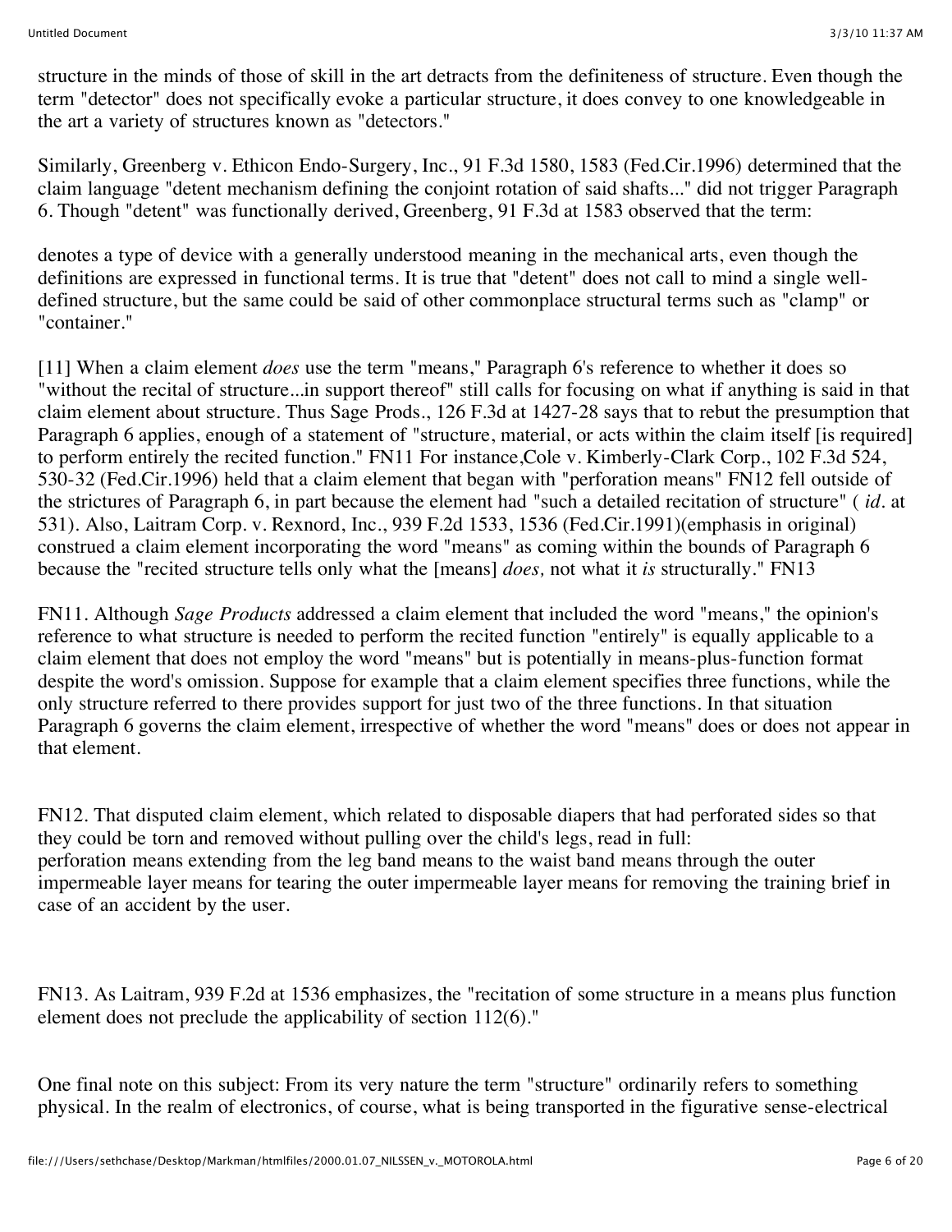structure in the minds of those of skill in the art detracts from the definiteness of structure. Even though the term "detector" does not specifically evoke a particular structure, it does convey to one knowledgeable in the art a variety of structures known as "detectors."

Similarly, Greenberg v. Ethicon Endo-Surgery, Inc., 91 F.3d 1580, 1583 (Fed.Cir.1996) determined that the claim language "detent mechanism defining the conjoint rotation of said shafts..." did not trigger Paragraph 6. Though "detent" was functionally derived, Greenberg, 91 F.3d at 1583 observed that the term:

denotes a type of device with a generally understood meaning in the mechanical arts, even though the definitions are expressed in functional terms. It is true that "detent" does not call to mind a single well-defined structure, but the same could be said of other commonplace structural terms such as "clamp" or "container."

[11] When a claim element *does* use the term "means," Paragraph 6's reference to whether it does so "without the recital of structure...in support thereof" still calls for focusing on what if anything is said in that claim element about structure. Thus Sage Prods., 126 F.3d at 1427-28 says that to rebut the presumption that Paragraph 6 applies, enough of a statement of "structure, material, or acts within the claim itself [is required] to perform entirely the recited function." FN11 For instance,Cole v. Kimberly-Clark Corp., 102 F.3d 524, 530-32 (Fed.Cir.1996) held that a claim element that began with "perforation means" FN12 fell outside of the strictures of Paragraph 6, in part because the element had "such a detailed recitation of structure" ( *id.* at 531). Also, Laitram Corp. v. Rexnord, Inc., 939 F.2d 1533, 1536 (Fed.Cir.1991)(emphasis in original) construed a claim element incorporating the word "means" as coming within the bounds of Paragraph 6 because the "recited structure tells only what the [means] *does,* not what it *is* structurally." FN13

FN11. Although *Sage Products* addressed a claim element that included the word "means," the opinion's reference to what structure is needed to perform the recited function "entirely" is equally applicable to a claim element that does not employ the word "means" but is potentially in means-plus-function format despite the word's omission. Suppose for example that a claim element specifies three functions, while the only structure referred to there provides support for just two of the three functions. In that situation Paragraph 6 governs the claim element, irrespective of whether the word "means" does or does not appear in that element.

FN12. That disputed claim element, which related to disposable diapers that had perforated sides so that they could be torn and removed without pulling over the child's legs, read in full:
perforation means extending from the leg band means to the waist band means through the outer impermeable layer means for tearing the outer impermeable layer means for removing the training brief in case of an accident by the user.

FN13. As Laitram, 939 F.2d at 1536 emphasizes, the "recitation of some structure in a means plus function element does not preclude the applicability of section 112(6)."

One final note on this subject: From its very nature the term "structure" ordinarily refers to something physical. In the realm of electronics, of course, what is being transported in the figurative sense-electrical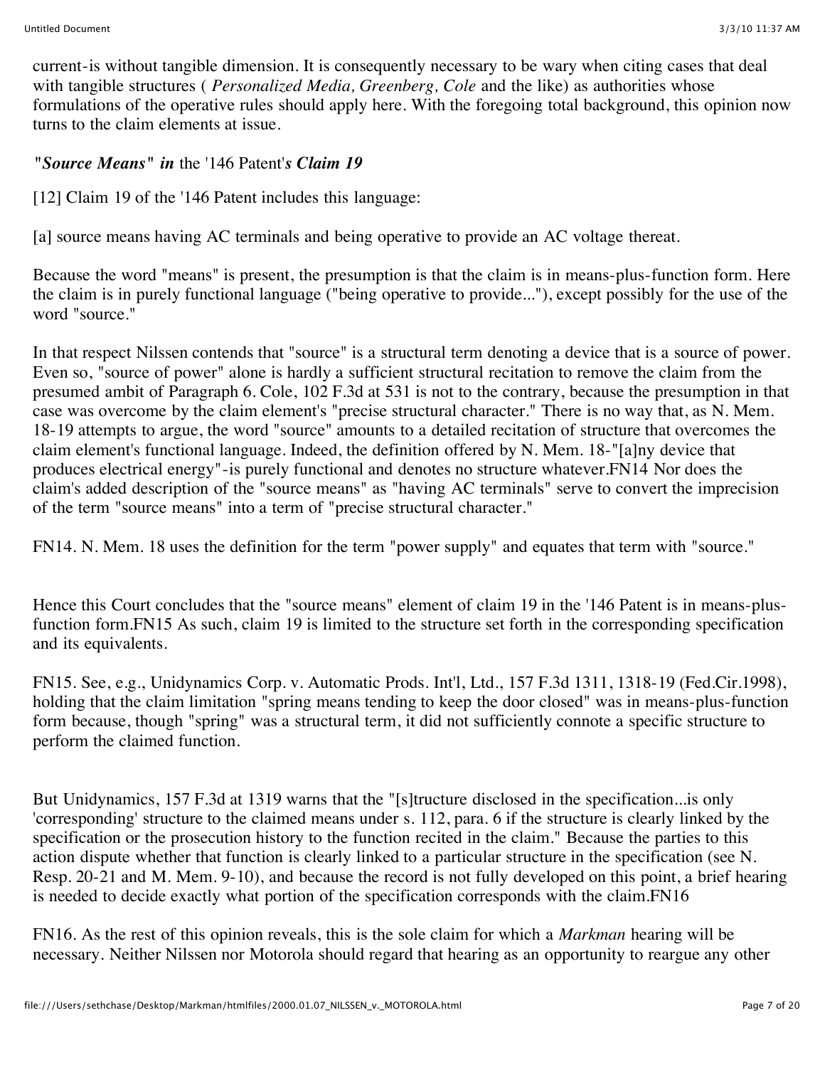current-is without tangible dimension. It is consequently necessary to be wary when citing cases that deal with tangible structures ( *Personalized Media, Greenberg, Cole* and the like) as authorities whose formulations of the operative rules should apply here. With the foregoing total background, this opinion now turns to the claim elements at issue.

*"**Source Means**" **in*** the '146 Patent'***s Claim 19***

[12] Claim 19 of the '146 Patent includes this language:

[a] source means having AC terminals and being operative to provide an AC voltage thereat.

Because the word "means" is present, the presumption is that the claim is in means-plus-function form. Here the claim is in purely functional language ("being operative to provide..."), except possibly for the use of the word "source."

In that respect Nilssen contends that "source" is a structural term denoting a device that is a source of power. Even so, "source of power" alone is hardly a sufficient structural recitation to remove the claim from the presumed ambit of Paragraph 6. Cole, 102 F.3d at 531 is not to the contrary, because the presumption in that case was overcome by the claim element's "precise structural character." There is no way that, as N. Mem. 18-19 attempts to argue, the word "source" amounts to a detailed recitation of structure that overcomes the claim element's functional language. Indeed, the definition offered by N. Mem. 18-"[a]ny device that produces electrical energy"-is purely functional and denotes no structure whatever.FN14 Nor does the claim's added description of the "source means" as "having AC terminals" serve to convert the imprecision of the term "source means" into a term of "precise structural character."

FN14. N. Mem. 18 uses the definition for the term "power supply" and equates that term with "source."

Hence this Court concludes that the "source means" element of claim 19 in the '146 Patent is in means-plus-function form.FN15 As such, claim 19 is limited to the structure set forth in the corresponding specification and its equivalents.

FN15. See, e.g., Unidynamics Corp. v. Automatic Prods. Int'l, Ltd., 157 F.3d 1311, 1318-19 (Fed.Cir.1998), holding that the claim limitation "spring means tending to keep the door closed" was in means-plus-function form because, though "spring" was a structural term, it did not sufficiently connote a specific structure to perform the claimed function.

But Unidynamics, 157 F.3d at 1319 warns that the "[s]tructure disclosed in the specification...is only 'corresponding' structure to the claimed means under s. 112, para. 6 if the structure is clearly linked by the specification or the prosecution history to the function recited in the claim." Because the parties to this action dispute whether that function is clearly linked to a particular structure in the specification (see N. Resp. 20-21 and M. Mem. 9-10), and because the record is not fully developed on this point, a brief hearing is needed to decide exactly what portion of the specification corresponds with the claim.FN16

FN16. As the rest of this opinion reveals, this is the sole claim for which a *Markman* hearing will be necessary. Neither Nilssen nor Motorola should regard that hearing as an opportunity to reargue any other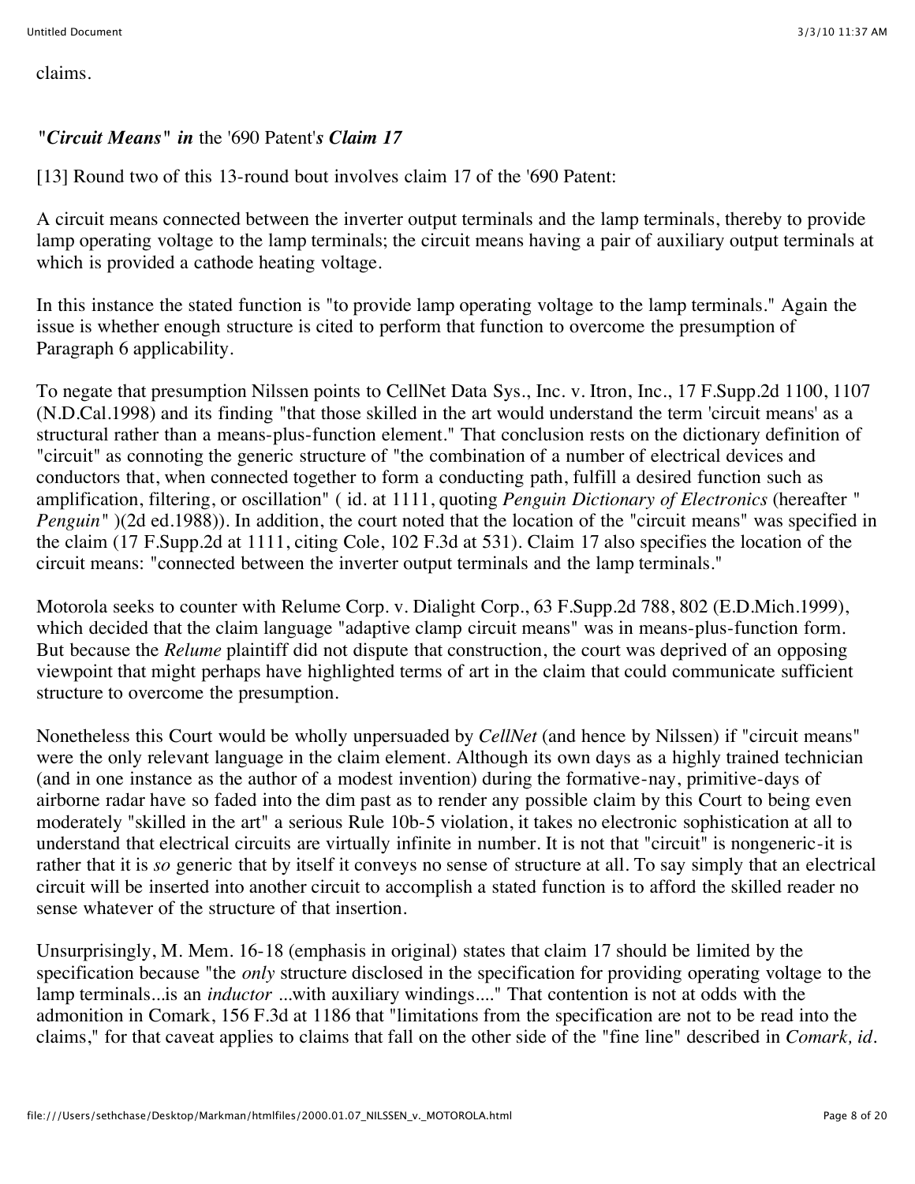claims.

*"Circuit Means" in* the '690 Patent'*s Claim 17*

[13] Round two of this 13-round bout involves claim 17 of the '690 Patent:

A circuit means connected between the inverter output terminals and the lamp terminals, thereby to provide lamp operating voltage to the lamp terminals; the circuit means having a pair of auxiliary output terminals at which is provided a cathode heating voltage.

In this instance the stated function is "to provide lamp operating voltage to the lamp terminals." Again the issue is whether enough structure is cited to perform that function to overcome the presumption of Paragraph 6 applicability.

To negate that presumption Nilssen points to CellNet Data Sys., Inc. v. Itron, Inc., 17 F.Supp.2d 1100, 1107 (N.D.Cal.1998) and its finding "that those skilled in the art would understand the term 'circuit means' as a structural rather than a means-plus-function element." That conclusion rests on the dictionary definition of "circuit" as connoting the generic structure of "the combination of a number of electrical devices and conductors that, when connected together to form a conducting path, fulfill a desired function such as amplification, filtering, or oscillation" ( id. at 1111, quoting *Penguin Dictionary of Electronics* (hereafter "*Penguin*" )(2d ed.1988)). In addition, the court noted that the location of the "circuit means" was specified in the claim (17 F.Supp.2d at 1111, citing Cole, 102 F.3d at 531). Claim 17 also specifies the location of the circuit means: "connected between the inverter output terminals and the lamp terminals."

Motorola seeks to counter with Relume Corp. v. Dialight Corp., 63 F.Supp.2d 788, 802 (E.D.Mich.1999), which decided that the claim language "adaptive clamp circuit means" was in means-plus-function form. But because the *Relume* plaintiff did not dispute that construction, the court was deprived of an opposing viewpoint that might perhaps have highlighted terms of art in the claim that could communicate sufficient structure to overcome the presumption.

Nonetheless this Court would be wholly unpersuaded by *CellNet* (and hence by Nilssen) if "circuit means" were the only relevant language in the claim element. Although its own days as a highly trained technician (and in one instance as the author of a modest invention) during the formative-nay, primitive-days of airborne radar have so faded into the dim past as to render any possible claim by this Court to being even moderately "skilled in the art" a serious Rule 10b-5 violation, it takes no electronic sophistication at all to understand that electrical circuits are virtually infinite in number. It is not that "circuit" is nongeneric-it is rather that it is *so* generic that by itself it conveys no sense of structure at all. To say simply that an electrical circuit will be inserted into another circuit to accomplish a stated function is to afford the skilled reader no sense whatever of the structure of that insertion.

Unsurprisingly, M. Mem. 16-18 (emphasis in original) states that claim 17 should be limited by the specification because "the *only* structure disclosed in the specification for providing operating voltage to the lamp terminals...is an *inductor* ...with auxiliary windings...." That contention is not at odds with the admonition in Comark, 156 F.3d at 1186 that "limitations from the specification are not to be read into the claims," for that caveat applies to claims that fall on the other side of the "fine line" described in *Comark, id*.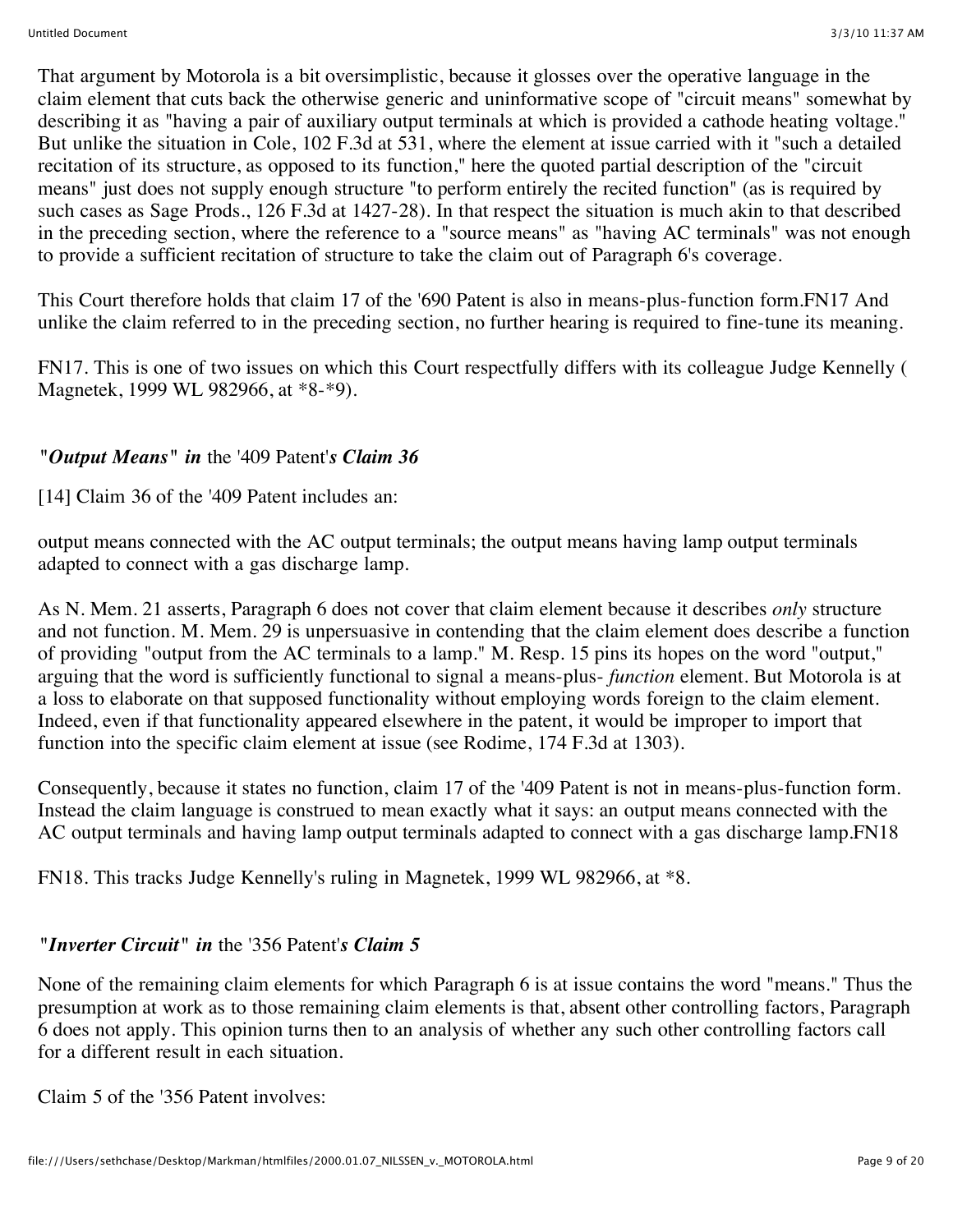That argument by Motorola is a bit oversimplistic, because it glosses over the operative language in the claim element that cuts back the otherwise generic and uninformative scope of "circuit means" somewhat by describing it as "having a pair of auxiliary output terminals at which is provided a cathode heating voltage." But unlike the situation in Cole, 102 F.3d at 531, where the element at issue carried with it "such a detailed recitation of its structure, as opposed to its function," here the quoted partial description of the "circuit means" just does not supply enough structure "to perform entirely the recited function" (as is required by such cases as Sage Prods., 126 F.3d at 1427-28). In that respect the situation is much akin to that described in the preceding section, where the reference to a "source means" as "having AC terminals" was not enough to provide a sufficient recitation of structure to take the claim out of Paragraph 6's coverage.

This Court therefore holds that claim 17 of the '690 Patent is also in means-plus-function form.FN17 And unlike the claim referred to in the preceding section, no further hearing is required to fine-tune its meaning.

FN17. This is one of two issues on which this Court respectfully differs with its colleague Judge Kennelly ( Magnetek, 1999 WL 982966, at *8-*9).

### *"Output Means" in* the '409 Patent'*s Claim 36*

[14] Claim 36 of the '409 Patent includes an:

output means connected with the AC output terminals; the output means having lamp output terminals adapted to connect with a gas discharge lamp.

As N. Mem. 21 asserts, Paragraph 6 does not cover that claim element because it describes *only* structure and not function. M. Mem. 29 is unpersuasive in contending that the claim element does describe a function of providing "output from the AC terminals to a lamp." M. Resp. 15 pins its hopes on the word "output," arguing that the word is sufficiently functional to signal a means-plus- *function* element. But Motorola is at a loss to elaborate on that supposed functionality without employing words foreign to the claim element. Indeed, even if that functionality appeared elsewhere in the patent, it would be improper to import that function into the specific claim element at issue (see Rodime, 174 F.3d at 1303).

Consequently, because it states no function, claim 17 of the '409 Patent is not in means-plus-function form. Instead the claim language is construed to mean exactly what it says: an output means connected with the AC output terminals and having lamp output terminals adapted to connect with a gas discharge lamp.FN18

FN18. This tracks Judge Kennelly's ruling in Magnetek, 1999 WL 982966, at *8.

### *"Inverter Circuit" in* the '356 Patent'*s Claim 5*

None of the remaining claim elements for which Paragraph 6 is at issue contains the word "means." Thus the presumption at work as to those remaining claim elements is that, absent other controlling factors, Paragraph 6 does not apply. This opinion turns then to an analysis of whether any such other controlling factors call for a different result in each situation.

Claim 5 of the '356 Patent involves: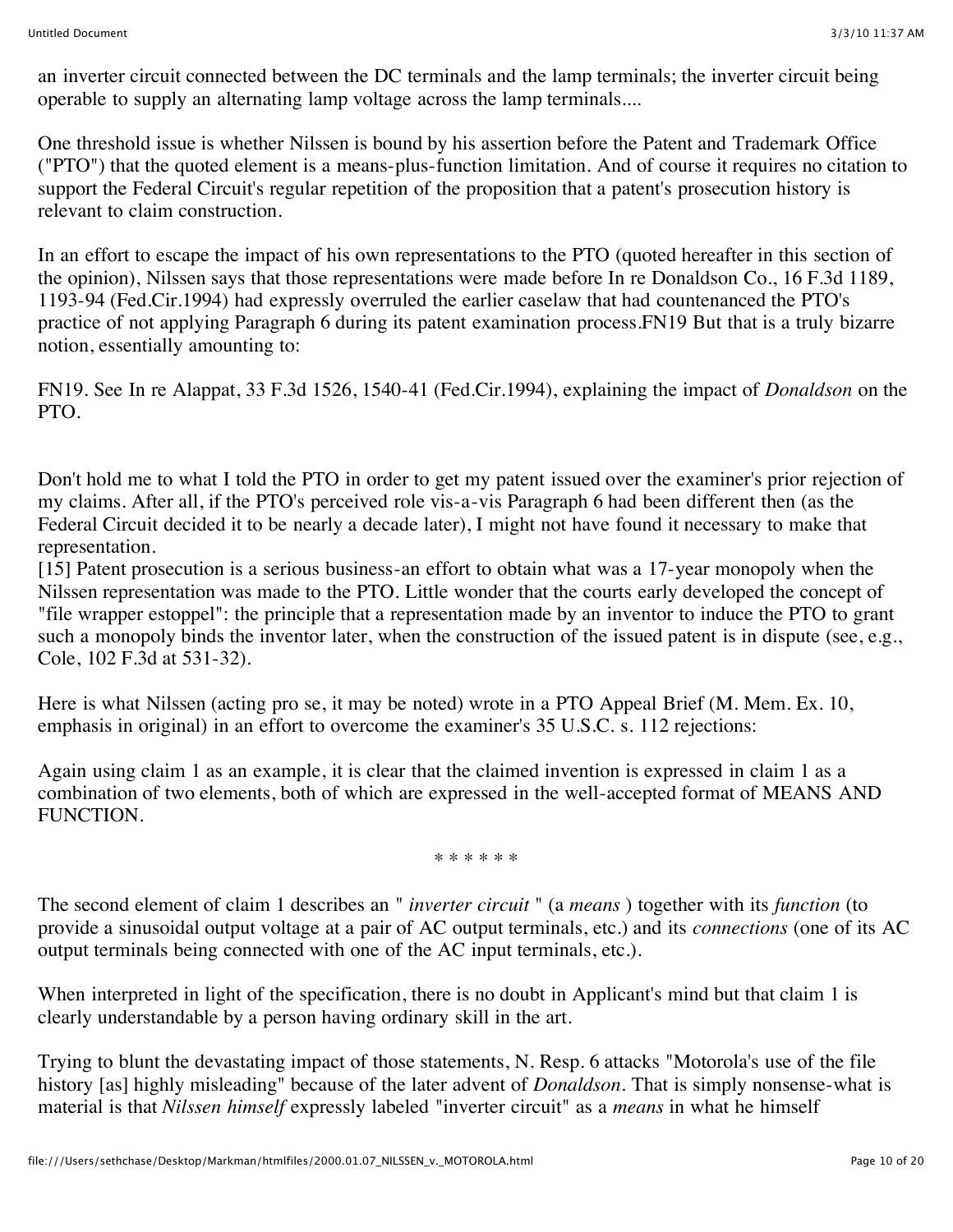an inverter circuit connected between the DC terminals and the lamp terminals; the inverter circuit being operable to supply an alternating lamp voltage across the lamp terminals....

One threshold issue is whether Nilssen is bound by his assertion before the Patent and Trademark Office ("PTO") that the quoted element is a means-plus-function limitation. And of course it requires no citation to support the Federal Circuit's regular repetition of the proposition that a patent's prosecution history is relevant to claim construction.

In an effort to escape the impact of his own representations to the PTO (quoted hereafter in this section of the opinion), Nilssen says that those representations were made before In re Donaldson Co., 16 F.3d 1189, 1193-94 (Fed.Cir.1994) had expressly overruled the earlier caselaw that had countenanced the PTO's practice of not applying Paragraph 6 during its patent examination process.FN19 But that is a truly bizarre notion, essentially amounting to:

FN19. See In re Alappat, 33 F.3d 1526, 1540-41 (Fed.Cir.1994), explaining the impact of *Donaldson* on the PTO.

Don't hold me to what I told the PTO in order to get my patent issued over the examiner's prior rejection of my claims. After all, if the PTO's perceived role vis-a-vis Paragraph 6 had been different then (as the Federal Circuit decided it to be nearly a decade later), I might not have found it necessary to make that representation.

[15] Patent prosecution is a serious business-an effort to obtain what was a 17-year monopoly when the Nilssen representation was made to the PTO. Little wonder that the courts early developed the concept of "file wrapper estoppel": the principle that a representation made by an inventor to induce the PTO to grant such a monopoly binds the inventor later, when the construction of the issued patent is in dispute (see, e.g., Cole, 102 F.3d at 531-32).

Here is what Nilssen (acting pro se, it may be noted) wrote in a PTO Appeal Brief (M. Mem. Ex. 10, emphasis in original) in an effort to overcome the examiner's 35 U.S.C. s. 112 rejections:

Again using claim 1 as an example, it is clear that the claimed invention is expressed in claim 1 as a combination of two elements, both of which are expressed in the well-accepted format of MEANS AND FUNCTION.

* * * * * *

The second element of claim 1 describes an " *inverter circuit* " (a *means* ) together with its *function* (to provide a sinusoidal output voltage at a pair of AC output terminals, etc.) and its *connections* (one of its AC output terminals being connected with one of the AC input terminals, etc.).

When interpreted in light of the specification, there is no doubt in Applicant's mind but that claim 1 is clearly understandable by a person having ordinary skill in the art.

Trying to blunt the devastating impact of those statements, N. Resp. 6 attacks "Motorola's use of the file history [as] highly misleading" because of the later advent of *Donaldson*. That is simply nonsense-what is material is that *Nilssen himself* expressly labeled "inverter circuit" as a *means* in what he himself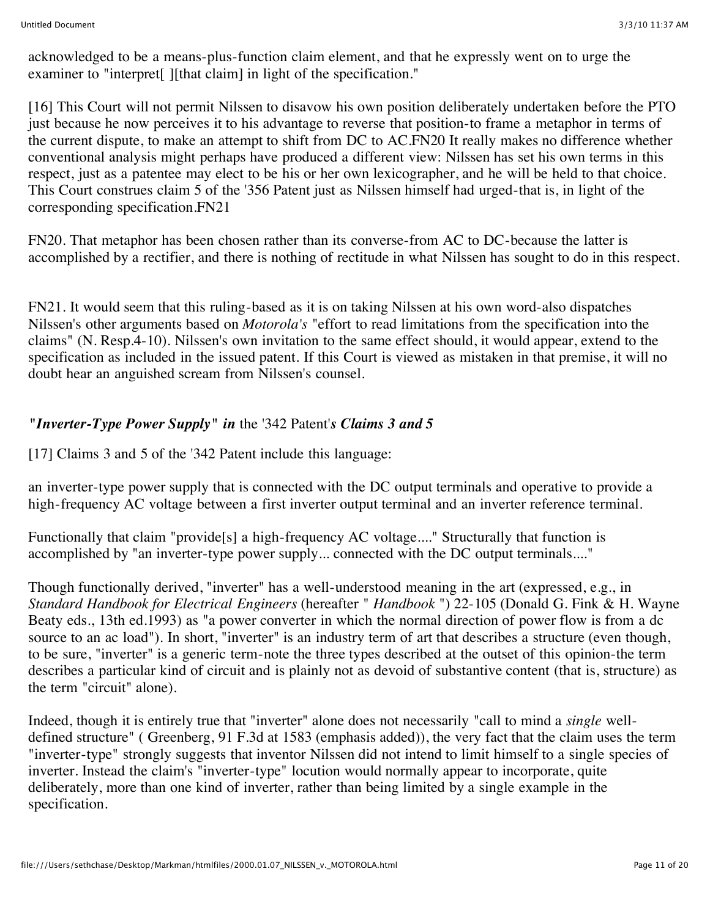acknowledged to be a means-plus-function claim element, and that he expressly went on to urge the examiner to "interpret[ ][that claim] in light of the specification."

[16] This Court will not permit Nilssen to disavow his own position deliberately undertaken before the PTO just because he now perceives it to his advantage to reverse that position-to frame a metaphor in terms of the current dispute, to make an attempt to shift from DC to AC.FN20 It really makes no difference whether conventional analysis might perhaps have produced a different view: Nilssen has set his own terms in this respect, just as a patentee may elect to be his or her own lexicographer, and he will be held to that choice. This Court construes claim 5 of the '356 Patent just as Nilssen himself had urged-that is, in light of the corresponding specification.FN21

FN20. That metaphor has been chosen rather than its converse-from AC to DC-because the latter is accomplished by a rectifier, and there is nothing of rectitude in what Nilssen has sought to do in this respect.

FN21. It would seem that this ruling-based as it is on taking Nilssen at his own word-also dispatches Nilssen's other arguments based on *Motorola's* "effort to read limitations from the specification into the claims" (N. Resp.4-10). Nilssen's own invitation to the same effect should, it would appear, extend to the specification as included in the issued patent. If this Court is viewed as mistaken in that premise, it will no doubt hear an anguished scream from Nilssen's counsel.

***"Inverter-Type Power Supply" in*** the '342 Patent'***s Claims 3 and 5***

[17] Claims 3 and 5 of the '342 Patent include this language:

an inverter-type power supply that is connected with the DC output terminals and operative to provide a high-frequency AC voltage between a first inverter output terminal and an inverter reference terminal.

Functionally that claim "provide[s] a high-frequency AC voltage...." Structurally that function is accomplished by "an inverter-type power supply... connected with the DC output terminals...."

Though functionally derived, "inverter" has a well-understood meaning in the art (expressed, e.g., in *Standard Handbook for Electrical Engineers* (hereafter " *Handbook* ") 22-105 (Donald G. Fink & H. Wayne Beaty eds., 13th ed.1993) as "a power converter in which the normal direction of power flow is from a dc source to an ac load"). In short, "inverter" is an industry term of art that describes a structure (even though, to be sure, "inverter" is a generic term-note the three types described at the outset of this opinion-the term describes a particular kind of circuit and is plainly not as devoid of substantive content (that is, structure) as the term "circuit" alone).

Indeed, though it is entirely true that "inverter" alone does not necessarily "call to mind a *single* well-defined structure" ( Greenberg, 91 F.3d at 1583 (emphasis added)), the very fact that the claim uses the term "inverter-type" strongly suggests that inventor Nilssen did not intend to limit himself to a single species of inverter. Instead the claim's "inverter-type" locution would normally appear to incorporate, quite deliberately, more than one kind of inverter, rather than being limited by a single example in the specification.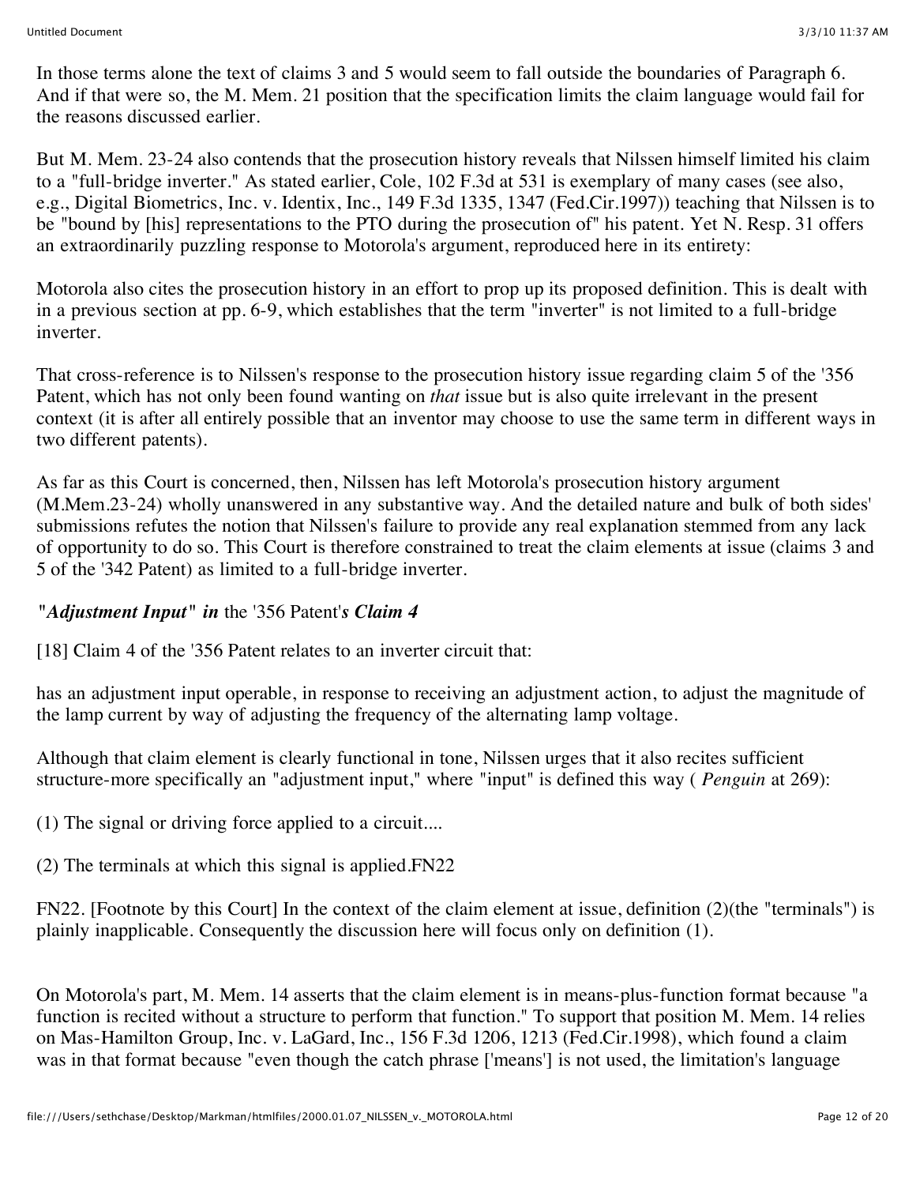In those terms alone the text of claims 3 and 5 would seem to fall outside the boundaries of Paragraph 6. And if that were so, the M. Mem. 21 position that the specification limits the claim language would fail for the reasons discussed earlier.

But M. Mem. 23-24 also contends that the prosecution history reveals that Nilssen himself limited his claim to a "full-bridge inverter." As stated earlier, Cole, 102 F.3d at 531 is exemplary of many cases (see also, e.g., Digital Biometrics, Inc. v. Identix, Inc., 149 F.3d 1335, 1347 (Fed.Cir.1997)) teaching that Nilssen is to be "bound by [his] representations to the PTO during the prosecution of" his patent. Yet N. Resp. 31 offers an extraordinarily puzzling response to Motorola's argument, reproduced here in its entirety:

Motorola also cites the prosecution history in an effort to prop up its proposed definition. This is dealt with in a previous section at pp. 6-9, which establishes that the term "inverter" is not limited to a full-bridge inverter.

That cross-reference is to Nilssen's response to the prosecution history issue regarding claim 5 of the '356 Patent, which has not only been found wanting on *that* issue but is also quite irrelevant in the present context (it is after all entirely possible that an inventor may choose to use the same term in different ways in two different patents).

As far as this Court is concerned, then, Nilssen has left Motorola's prosecution history argument (M.Mem.23-24) wholly unanswered in any substantive way. And the detailed nature and bulk of both sides' submissions refutes the notion that Nilssen's failure to provide any real explanation stemmed from any lack of opportunity to do so. This Court is therefore constrained to treat the claim elements at issue (claims 3 and 5 of the '342 Patent) as limited to a full-bridge inverter.

### *"Adjustment Input" in* the '356 Patent'*s Claim 4*

[18] Claim 4 of the '356 Patent relates to an inverter circuit that:

has an adjustment input operable, in response to receiving an adjustment action, to adjust the magnitude of the lamp current by way of adjusting the frequency of the alternating lamp voltage.

Although that claim element is clearly functional in tone, Nilssen urges that it also recites sufficient structure-more specifically an "adjustment input," where "input" is defined this way ( *Penguin* at 269):

(1) The signal or driving force applied to a circuit....

(2) The terminals at which this signal is applied.FN22

FN22. [Footnote by this Court] In the context of the claim element at issue, definition (2)(the "terminals") is plainly inapplicable. Consequently the discussion here will focus only on definition (1).

On Motorola's part, M. Mem. 14 asserts that the claim element is in means-plus-function format because "a function is recited without a structure to perform that function." To support that position M. Mem. 14 relies on Mas-Hamilton Group, Inc. v. LaGard, Inc., 156 F.3d 1206, 1213 (Fed.Cir.1998), which found a claim was in that format because "even though the catch phrase ['means'] is not used, the limitation's language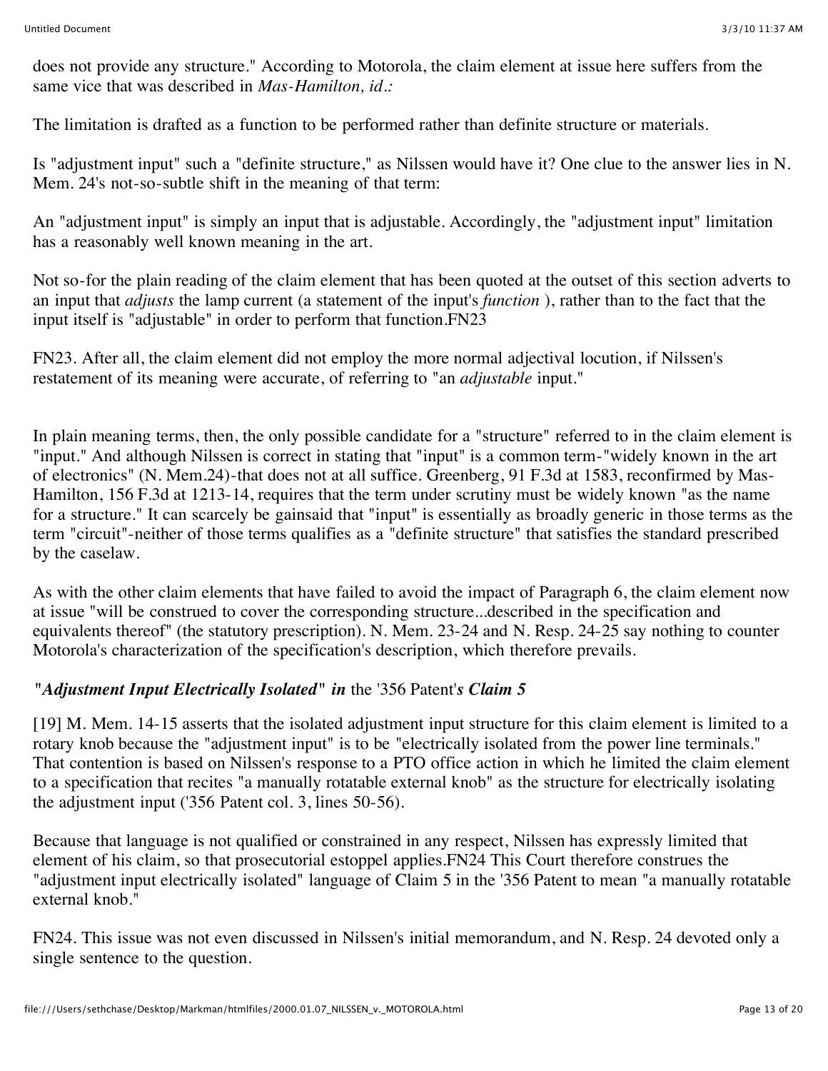does not provide any structure." According to Motorola, the claim element at issue here suffers from the same vice that was described in *Mas-Hamilton, id.:*

The limitation is drafted as a function to be performed rather than definite structure or materials.

Is "adjustment input" such a "definite structure," as Nilssen would have it? One clue to the answer lies in N. Mem. 24's not-so-subtle shift in the meaning of that term:

An "adjustment input" is simply an input that is adjustable. Accordingly, the "adjustment input" limitation has a reasonably well known meaning in the art.

Not so-for the plain reading of the claim element that has been quoted at the outset of this section adverts to an input that *adjusts* the lamp current (a statement of the input's *function* ), rather than to the fact that the input itself is "adjustable" in order to perform that function.FN23

FN23. After all, the claim element did not employ the more normal adjectival locution, if Nilssen's restatement of its meaning were accurate, of referring to "an *adjustable* input."

In plain meaning terms, then, the only possible candidate for a "structure" referred to in the claim element is "input." And although Nilssen is correct in stating that "input" is a common term-"widely known in the art of electronics" (N. Mem.24)-that does not at all suffice. Greenberg, 91 F.3d at 1583, reconfirmed by Mas-Hamilton, 156 F.3d at 1213-14, requires that the term under scrutiny must be widely known "as the name for a structure." It can scarcely be gainsaid that "input" is essentially as broadly generic in those terms as the term "circuit"-neither of those terms qualifies as a "definite structure" that satisfies the standard prescribed by the caselaw.

As with the other claim elements that have failed to avoid the impact of Paragraph 6, the claim element now at issue "will be construed to cover the corresponding structure...described in the specification and equivalents thereof" (the statutory prescription). N. Mem. 23-24 and N. Resp. 24-25 say nothing to counter Motorola's characterization of the specification's description, which therefore prevails.

### *"Adjustment Input Electrically Isolated" in* the '356 Patent'*s Claim 5*

[19] M. Mem. 14-15 asserts that the isolated adjustment input structure for this claim element is limited to a rotary knob because the "adjustment input" is to be "electrically isolated from the power line terminals." That contention is based on Nilssen's response to a PTO office action in which he limited the claim element to a specification that recites "a manually rotatable external knob" as the structure for electrically isolating the adjustment input ('356 Patent col. 3, lines 50-56).

Because that language is not qualified or constrained in any respect, Nilssen has expressly limited that element of his claim, so that prosecutorial estoppel applies.FN24 This Court therefore construes the "adjustment input electrically isolated" language of Claim 5 in the '356 Patent to mean "a manually rotatable external knob."

FN24. This issue was not even discussed in Nilssen's initial memorandum, and N. Resp. 24 devoted only a single sentence to the question.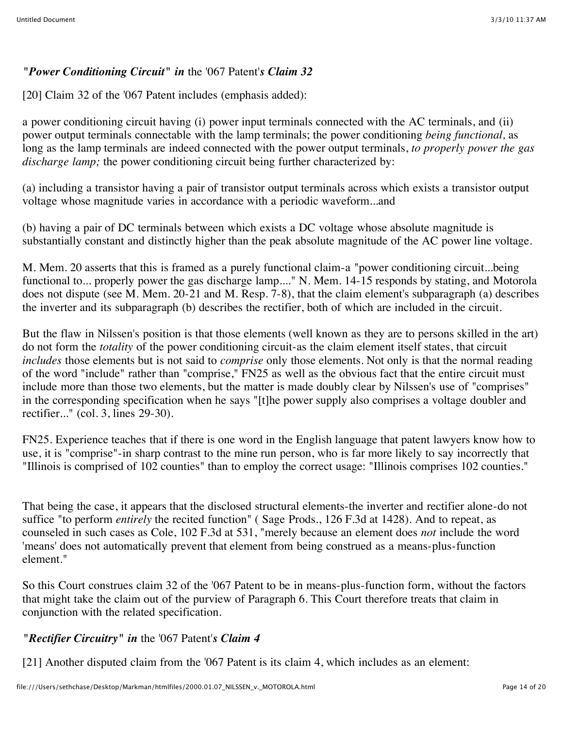### *"Power Conditioning Circuit" in* the '067 Patent'*s Claim 32*

[20] Claim 32 of the '067 Patent includes (emphasis added):

a power conditioning circuit having (i) power input terminals connected with the AC terminals, and (ii) power output terminals connectable with the lamp terminals; the power conditioning *being functional,* as long as the lamp terminals are indeed connected with the power output terminals, *to properly power the gas discharge lamp;* the power conditioning circuit being further characterized by:

(a) including a transistor having a pair of transistor output terminals across which exists a transistor output voltage whose magnitude varies in accordance with a periodic waveform...and

(b) having a pair of DC terminals between which exists a DC voltage whose absolute magnitude is substantially constant and distinctly higher than the peak absolute magnitude of the AC power line voltage.

M. Mem. 20 asserts that this is framed as a purely functional claim-a "power conditioning circuit...being functional to... properly power the gas discharge lamp...." N. Mem. 14-15 responds by stating, and Motorola does not dispute (see M. Mem. 20-21 and M. Resp. 7-8), that the claim element's subparagraph (a) describes the inverter and its subparagraph (b) describes the rectifier, both of which are included in the circuit.

But the flaw in Nilssen's position is that those elements (well known as they are to persons skilled in the art) do not form the *totality* of the power conditioning circuit-as the claim element itself states, that circuit *includes* those elements but is not said to *comprise* only those elements. Not only is that the normal reading of the word "include" rather than "comprise," FN25 as well as the obvious fact that the entire circuit must include more than those two elements, but the matter is made doubly clear by Nilssen's use of "comprises" in the corresponding specification when he says "[t]he power supply also comprises a voltage doubler and rectifier..." (col. 3, lines 29-30).

FN25. Experience teaches that if there is one word in the English language that patent lawyers know how to use, it is "comprise"-in sharp contrast to the mine run person, who is far more likely to say incorrectly that "Illinois is comprised of 102 counties" than to employ the correct usage: "Illinois comprises 102 counties."

That being the case, it appears that the disclosed structural elements-the inverter and rectifier alone-do not suffice "to perform *entirely* the recited function" ( Sage Prods., 126 F.3d at 1428). And to repeat, as counseled in such cases as Cole, 102 F.3d at 531, "merely because an element does *not* include the word 'means' does not automatically prevent that element from being construed as a means-plus-function element."

So this Court construes claim 32 of the '067 Patent to be in means-plus-function form, without the factors that might take the claim out of the purview of Paragraph 6. This Court therefore treats that claim in conjunction with the related specification.

### *"Rectifier Circuitry" in* the '067 Patent'*s Claim 4*

[21] Another disputed claim from the '067 Patent is its claim 4, which includes as an element: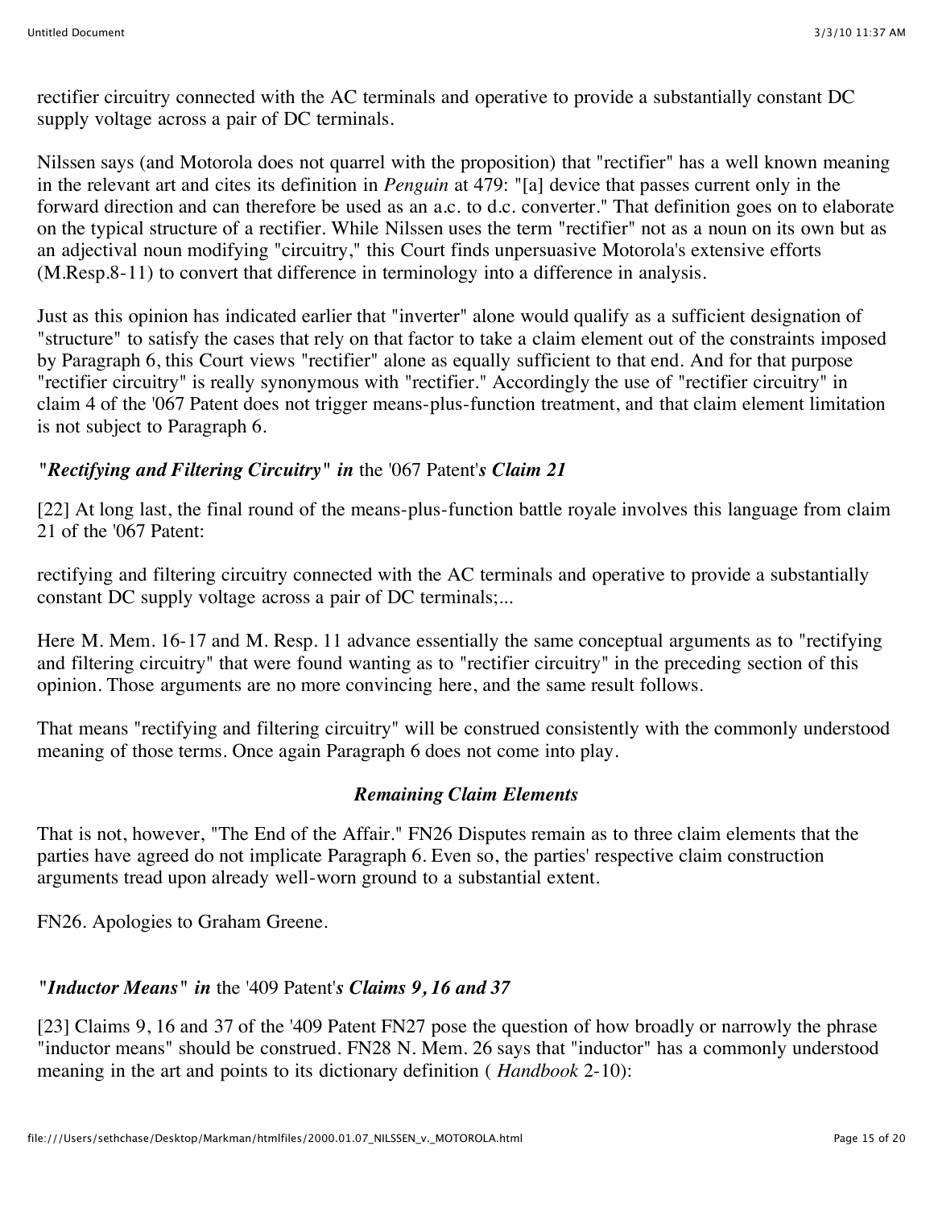rectifier circuitry connected with the AC terminals and operative to provide a substantially constant DC supply voltage across a pair of DC terminals.

Nilssen says (and Motorola does not quarrel with the proposition) that "rectifier" has a well known meaning in the relevant art and cites its definition in *Penguin* at 479: "[a] device that passes current only in the forward direction and can therefore be used as an a.c. to d.c. converter." That definition goes on to elaborate on the typical structure of a rectifier. While Nilssen uses the term "rectifier" not as a noun on its own but as an adjectival noun modifying "circuitry," this Court finds unpersuasive Motorola's extensive efforts (M.Resp.8-11) to convert that difference in terminology into a difference in analysis.

Just as this opinion has indicated earlier that "inverter" alone would qualify as a sufficient designation of "structure" to satisfy the cases that rely on that factor to take a claim element out of the constraints imposed by Paragraph 6, this Court views "rectifier" alone as equally sufficient to that end. And for that purpose "rectifier circuitry" is really synonymous with "rectifier." Accordingly the use of "rectifier circuitry" in claim 4 of the '067 Patent does not trigger means-plus-function treatment, and that claim element limitation is not subject to Paragraph 6.

### *"Rectifying and Filtering Circuitry" in* the '067 Patent*'s Claim 21*

[22] At long last, the final round of the means-plus-function battle royale involves this language from claim 21 of the '067 Patent:

rectifying and filtering circuitry connected with the AC terminals and operative to provide a substantially constant DC supply voltage across a pair of DC terminals;...

Here M. Mem. 16-17 and M. Resp. 11 advance essentially the same conceptual arguments as to "rectifying and filtering circuitry" that were found wanting as to "rectifier circuitry" in the preceding section of this opinion. Those arguments are no more convincing here, and the same result follows.

That means "rectifying and filtering circuitry" will be construed consistently with the commonly understood meaning of those terms. Once again Paragraph 6 does not come into play.

### *Remaining Claim Elements*

That is not, however, "The End of the Affair." FN26 Disputes remain as to three claim elements that the parties have agreed do not implicate Paragraph 6. Even so, the parties' respective claim construction arguments tread upon already well-worn ground to a substantial extent.

FN26. Apologies to Graham Greene.

### *"Inductor Means" in* the '409 Patent*'s Claims 9, 16 and 37*

[23] Claims 9, 16 and 37 of the '409 Patent FN27 pose the question of how broadly or narrowly the phrase "inductor means" should be construed. FN28 N. Mem. 26 says that "inductor" has a commonly understood meaning in the art and points to its dictionary definition ( *Handbook* 2-10):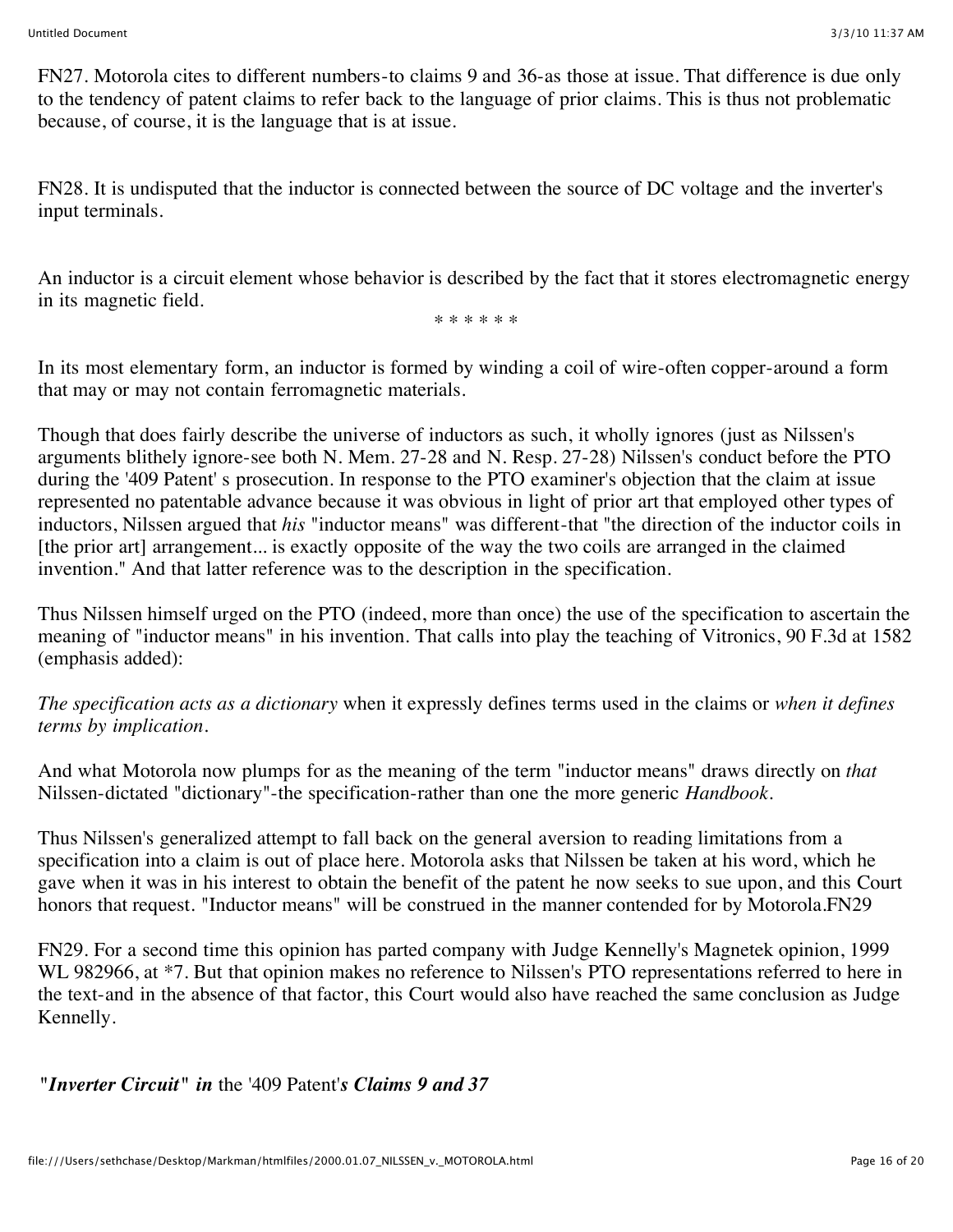FN27. Motorola cites to different numbers-to claims 9 and 36-as those at issue. That difference is due only to the tendency of patent claims to refer back to the language of prior claims. This is thus not problematic because, of course, it is the language that is at issue.

FN28. It is undisputed that the inductor is connected between the source of DC voltage and the inverter's input terminals.

An inductor is a circuit element whose behavior is described by the fact that it stores electromagnetic energy in its magnetic field.

* * * * * *

In its most elementary form, an inductor is formed by winding a coil of wire-often copper-around a form that may or may not contain ferromagnetic materials.

Though that does fairly describe the universe of inductors as such, it wholly ignores (just as Nilssen's arguments blithely ignore-see both N. Mem. 27-28 and N. Resp. 27-28) Nilssen's conduct before the PTO during the '409 Patent' s prosecution. In response to the PTO examiner's objection that the claim at issue represented no patentable advance because it was obvious in light of prior art that employed other types of inductors, Nilssen argued that *his* "inductor means" was different-that "the direction of the inductor coils in [the prior art] arrangement... is exactly opposite of the way the two coils are arranged in the claimed invention." And that latter reference was to the description in the specification.

Thus Nilssen himself urged on the PTO (indeed, more than once) the use of the specification to ascertain the meaning of "inductor means" in his invention. That calls into play the teaching of Vitronics, 90 F.3d at 1582 (emphasis added):

*The specification acts as a dictionary* when it expressly defines terms used in the claims or *when it defines terms by implication.*

And what Motorola now plumps for as the meaning of the term "inductor means" draws directly on *that* Nilssen-dictated "dictionary"-the specification-rather than one the more generic *Handbook*.

Thus Nilssen's generalized attempt to fall back on the general aversion to reading limitations from a specification into a claim is out of place here. Motorola asks that Nilssen be taken at his word, which he gave when it was in his interest to obtain the benefit of the patent he now seeks to sue upon, and this Court honors that request. "Inductor means" will be construed in the manner contended for by Motorola.FN29

FN29. For a second time this opinion has parted company with Judge Kennelly's Magnetek opinion, 1999 WL 982966, at *7. But that opinion makes no reference to Nilssen's PTO representations referred to here in the text-and in the absence of that factor, this Court would also have reached the same conclusion as Judge Kennelly.

***"Inverter Circuit" in* the '409 Patent'*s Claims 9 and 37***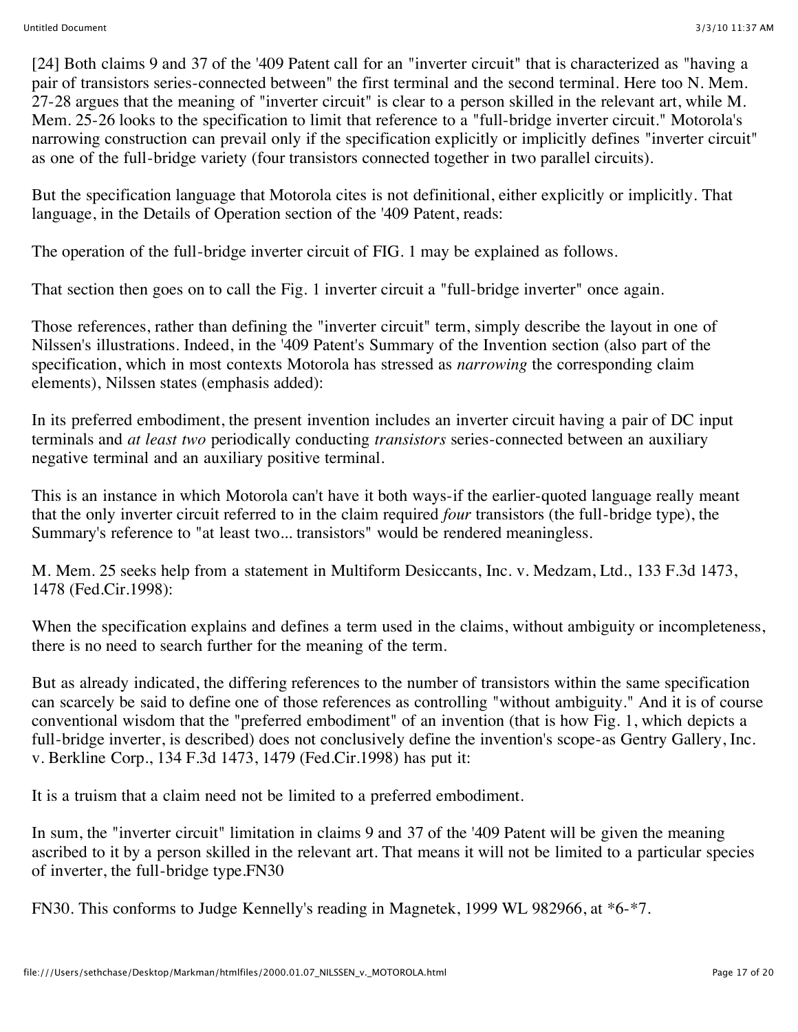[24] Both claims 9 and 37 of the '409 Patent call for an "inverter circuit" that is characterized as "having a pair of transistors series-connected between" the first terminal and the second terminal. Here too N. Mem. 27-28 argues that the meaning of "inverter circuit" is clear to a person skilled in the relevant art, while M. Mem. 25-26 looks to the specification to limit that reference to a "full-bridge inverter circuit." Motorola's narrowing construction can prevail only if the specification explicitly or implicitly defines "inverter circuit" as one of the full-bridge variety (four transistors connected together in two parallel circuits).

But the specification language that Motorola cites is not definitional, either explicitly or implicitly. That language, in the Details of Operation section of the '409 Patent, reads:

The operation of the full-bridge inverter circuit of FIG. 1 may be explained as follows.

That section then goes on to call the Fig. 1 inverter circuit a "full-bridge inverter" once again.

Those references, rather than defining the "inverter circuit" term, simply describe the layout in one of Nilssen's illustrations. Indeed, in the '409 Patent's Summary of the Invention section (also part of the specification, which in most contexts Motorola has stressed as *narrowing* the corresponding claim elements), Nilssen states (emphasis added):

In its preferred embodiment, the present invention includes an inverter circuit having a pair of DC input terminals and *at least two* periodically conducting *transistors* series-connected between an auxiliary negative terminal and an auxiliary positive terminal.

This is an instance in which Motorola can't have it both ways-if the earlier-quoted language really meant that the only inverter circuit referred to in the claim required *four* transistors (the full-bridge type), the Summary's reference to "at least two... transistors" would be rendered meaningless.

M. Mem. 25 seeks help from a statement in Multiform Desiccants, Inc. v. Medzam, Ltd., 133 F.3d 1473, 1478 (Fed.Cir.1998):

When the specification explains and defines a term used in the claims, without ambiguity or incompleteness, there is no need to search further for the meaning of the term.

But as already indicated, the differing references to the number of transistors within the same specification can scarcely be said to define one of those references as controlling "without ambiguity." And it is of course conventional wisdom that the "preferred embodiment" of an invention (that is how Fig. 1, which depicts a full-bridge inverter, is described) does not conclusively define the invention's scope-as Gentry Gallery, Inc. v. Berkline Corp., 134 F.3d 1473, 1479 (Fed.Cir.1998) has put it:

It is a truism that a claim need not be limited to a preferred embodiment.

In sum, the "inverter circuit" limitation in claims 9 and 37 of the '409 Patent will be given the meaning ascribed to it by a person skilled in the relevant art. That means it will not be limited to a particular species of inverter, the full-bridge type.FN30

FN30. This conforms to Judge Kennelly's reading in Magnetek, 1999 WL 982966, at *6-*7.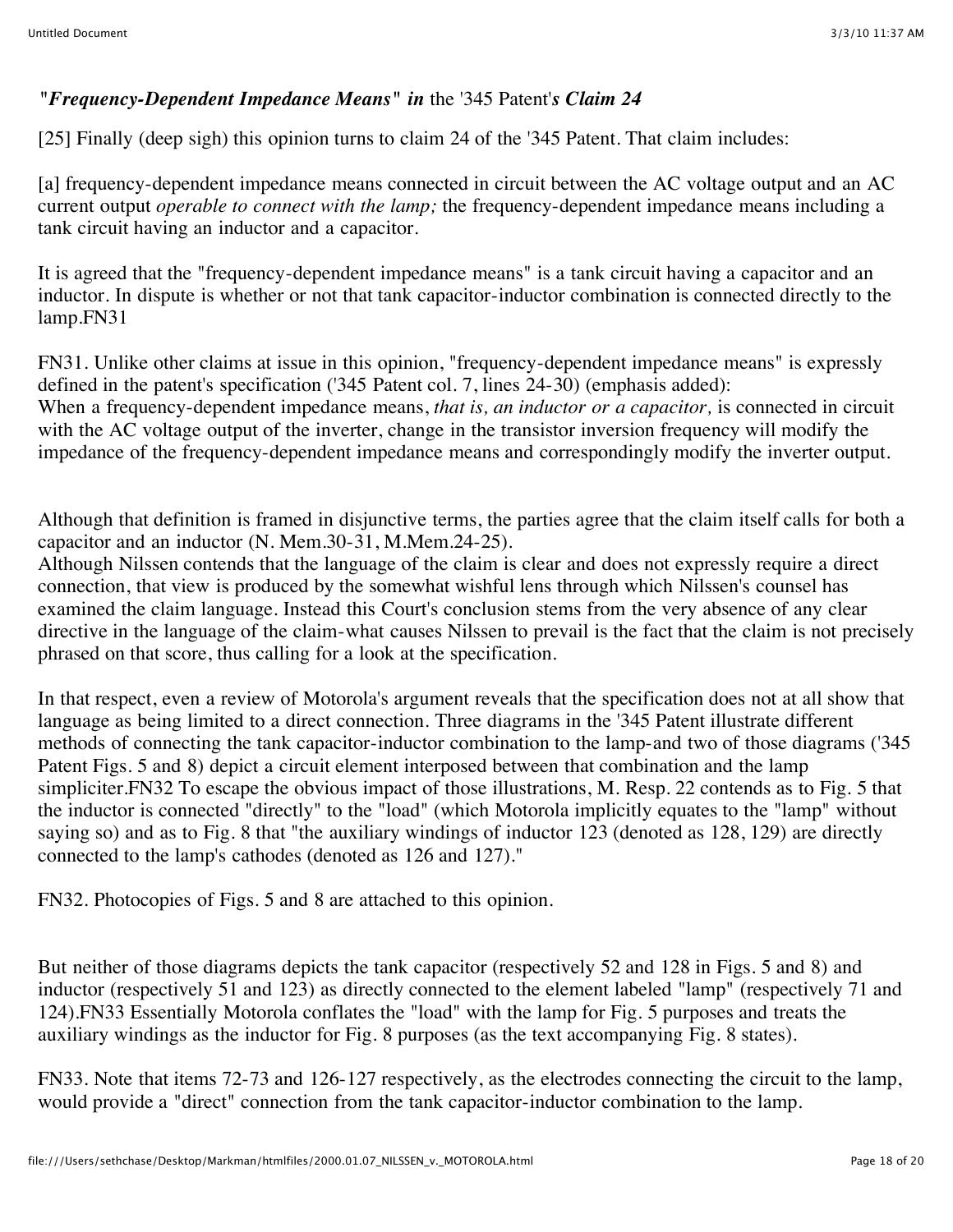### *"Frequency-Dependent Impedance Means" in* the '345 Patent'*s Claim 24*

[25] Finally (deep sigh) this opinion turns to claim 24 of the '345 Patent. That claim includes:

[a] frequency-dependent impedance means connected in circuit between the AC voltage output and an AC current output *operable to connect with the lamp;* the frequency-dependent impedance means including a tank circuit having an inductor and a capacitor.

It is agreed that the "frequency-dependent impedance means" is a tank circuit having a capacitor and an inductor. In dispute is whether or not that tank capacitor-inductor combination is connected directly to the lamp.FN31

FN31. Unlike other claims at issue in this opinion, "frequency-dependent impedance means" is expressly defined in the patent's specification ('345 Patent col. 7, lines 24-30) (emphasis added):
When a frequency-dependent impedance means, *that is, an inductor or a capacitor,* is connected in circuit with the AC voltage output of the inverter, change in the transistor inversion frequency will modify the impedance of the frequency-dependent impedance means and correspondingly modify the inverter output.

Although that definition is framed in disjunctive terms, the parties agree that the claim itself calls for both a capacitor and an inductor (N. Mem.30-31, M.Mem.24-25).
Although Nilssen contends that the language of the claim is clear and does not expressly require a direct connection, that view is produced by the somewhat wishful lens through which Nilssen's counsel has examined the claim language. Instead this Court's conclusion stems from the very absence of any clear directive in the language of the claim-what causes Nilssen to prevail is the fact that the claim is not precisely phrased on that score, thus calling for a look at the specification.

In that respect, even a review of Motorola's argument reveals that the specification does not at all show that language as being limited to a direct connection. Three diagrams in the '345 Patent illustrate different methods of connecting the tank capacitor-inductor combination to the lamp-and two of those diagrams ('345 Patent Figs. 5 and 8) depict a circuit element interposed between that combination and the lamp simpliciter.FN32 To escape the obvious impact of those illustrations, M. Resp. 22 contends as to Fig. 5 that the inductor is connected "directly" to the "load" (which Motorola implicitly equates to the "lamp" without saying so) and as to Fig. 8 that "the auxiliary windings of inductor 123 (denoted as 128, 129) are directly connected to the lamp's cathodes (denoted as 126 and 127)."

FN32. Photocopies of Figs. 5 and 8 are attached to this opinion.

But neither of those diagrams depicts the tank capacitor (respectively 52 and 128 in Figs. 5 and 8) and inductor (respectively 51 and 123) as directly connected to the element labeled "lamp" (respectively 71 and 124).FN33 Essentially Motorola conflates the "load" with the lamp for Fig. 5 purposes and treats the auxiliary windings as the inductor for Fig. 8 purposes (as the text accompanying Fig. 8 states).

FN33. Note that items 72-73 and 126-127 respectively, as the electrodes connecting the circuit to the lamp, would provide a "direct" connection from the tank capacitor-inductor combination to the lamp.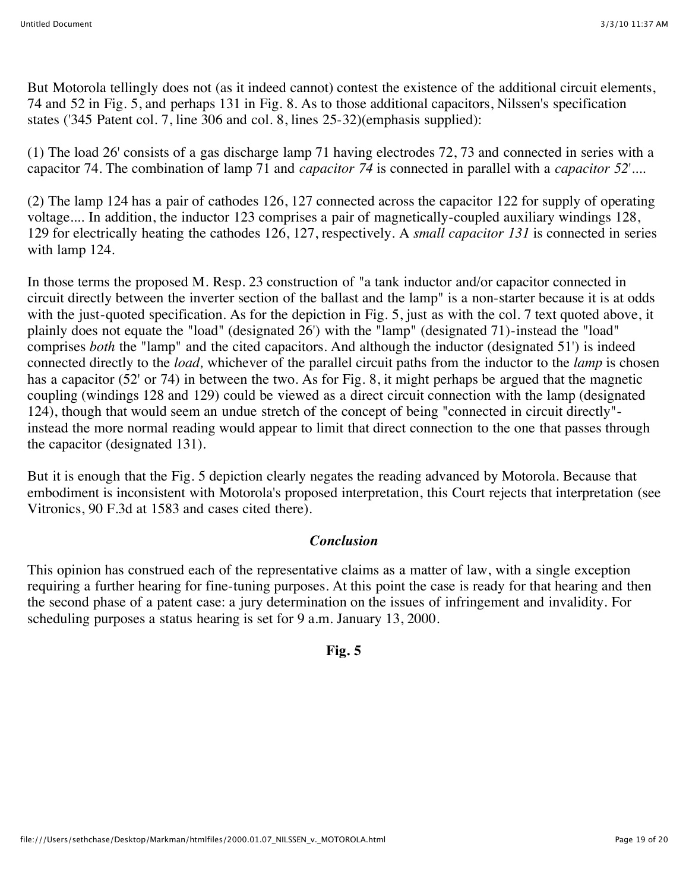But Motorola tellingly does not (as it indeed cannot) contest the existence of the additional circuit elements, 74 and 52 in Fig. 5, and perhaps 131 in Fig. 8. As to those additional capacitors, Nilssen's specification states ('345 Patent col. 7, line 306 and col. 8, lines 25-32)(emphasis supplied):

(1) The load 26' consists of a gas discharge lamp 71 having electrodes 72, 73 and connected in series with a capacitor 74. The combination of lamp 71 and *capacitor 74* is connected in parallel with a *capacitor 52*'....

(2) The lamp 124 has a pair of cathodes 126, 127 connected across the capacitor 122 for supply of operating voltage.... In addition, the inductor 123 comprises a pair of magnetically-coupled auxiliary windings 128, 129 for electrically heating the cathodes 126, 127, respectively. A *small capacitor 131* is connected in series with lamp 124.

In those terms the proposed M. Resp. 23 construction of "a tank inductor and/or capacitor connected in circuit directly between the inverter section of the ballast and the lamp" is a non-starter because it is at odds with the just-quoted specification. As for the depiction in Fig. 5, just as with the col. 7 text quoted above, it plainly does not equate the "load" (designated 26') with the "lamp" (designated 71)-instead the "load" comprises *both* the "lamp" and the cited capacitors. And although the inductor (designated 51') is indeed connected directly to the *load,* whichever of the parallel circuit paths from the inductor to the *lamp* is chosen has a capacitor (52' or 74) in between the two. As for Fig. 8, it might perhaps be argued that the magnetic coupling (windings 128 and 129) could be viewed as a direct circuit connection with the lamp (designated 124), though that would seem an undue stretch of the concept of being "connected in circuit directly"- instead the more normal reading would appear to limit that direct connection to the one that passes through the capacitor (designated 131).

But it is enough that the Fig. 5 depiction clearly negates the reading advanced by Motorola. Because that embodiment is inconsistent with Motorola's proposed interpretation, this Court rejects that interpretation (see Vitronics, 90 F.3d at 1583 and cases cited there).

### *Conclusion*

This opinion has construed each of the representative claims as a matter of law, with a single exception requiring a further hearing for fine-tuning purposes. At this point the case is ready for that hearing and then the second phase of a patent case: a jury determination on the issues of infringement and invalidity. For scheduling purposes a status hearing is set for 9 a.m. January 13, 2000.

**Fig. 5**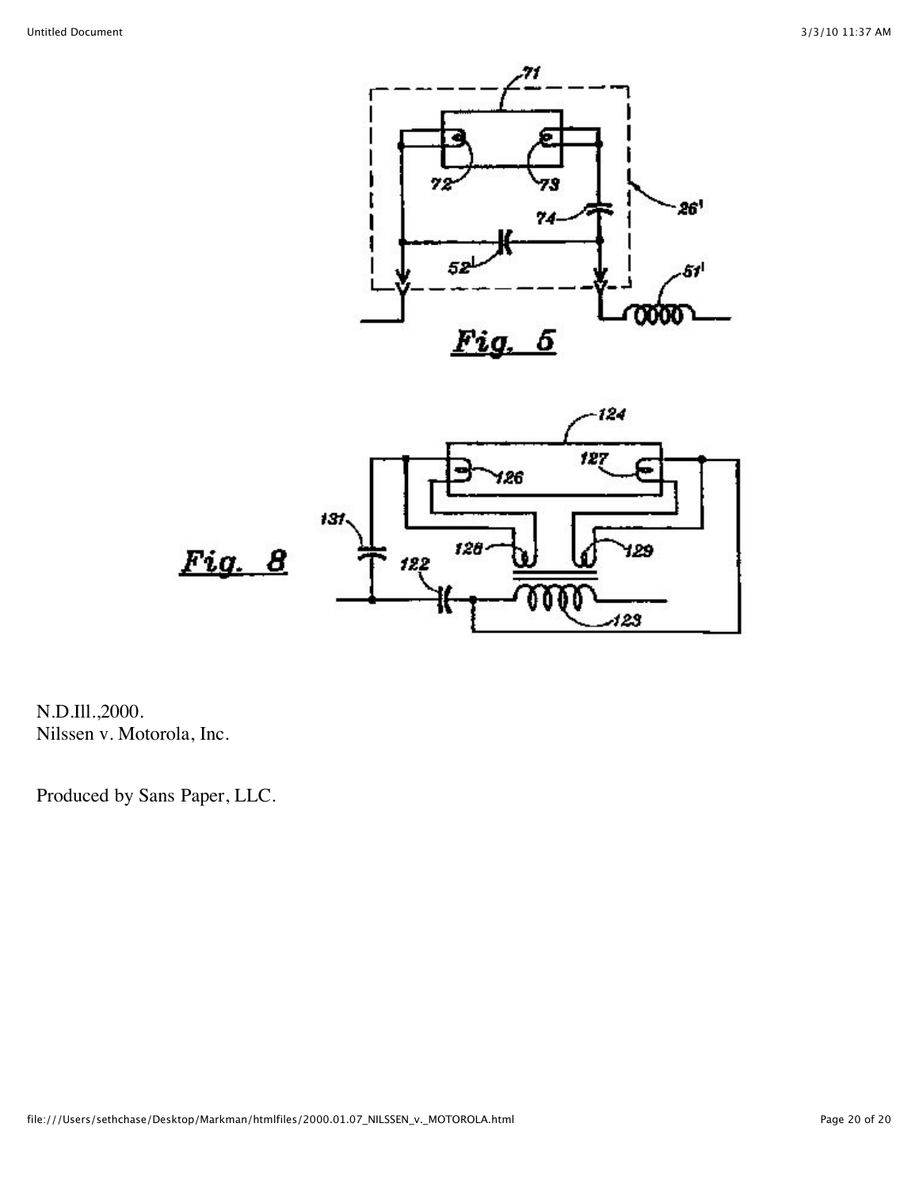Fig. 5

Fig. 8

N.D.Ill.,2000.
Nilssen v. Motorola, Inc.

Produced by Sans Paper, LLC.